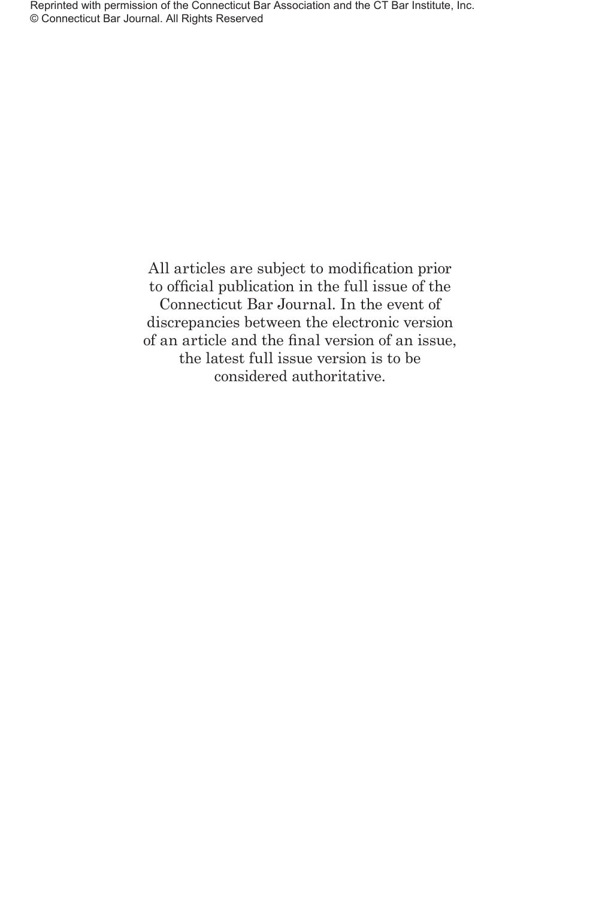Reprinted with permission of the Connecticut Bar Association and the CT Bar Institute, Inc.
© Connecticut Bar Journal. All Rights Reserved

All articles are subject to modification prior to official publication in the full issue of the Connecticut Bar Journal. In the event of discrepancies between the electronic version of an article and the final version of an issue, the latest full issue version is to be considered authoritative.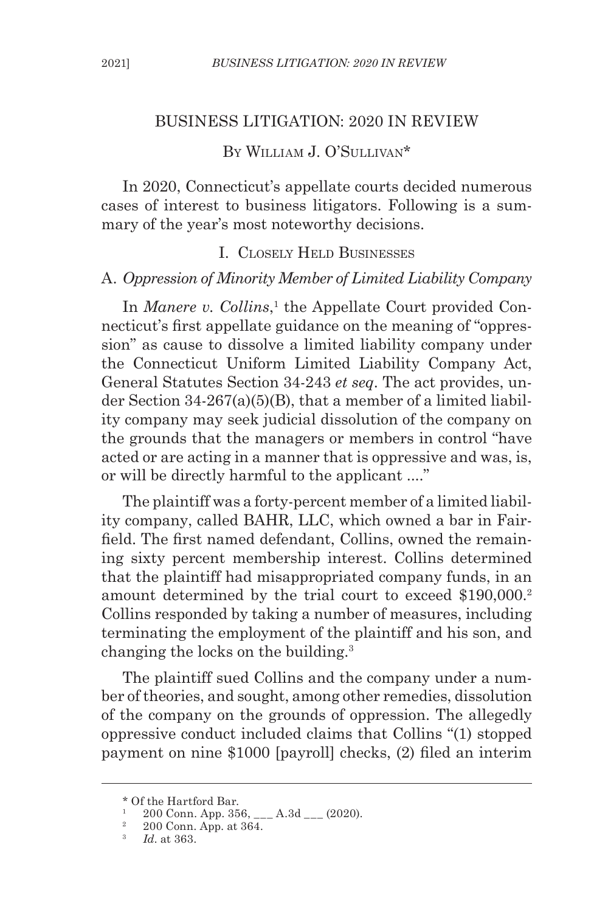# BUSINESS LITIGATION: 2020 IN REVIEW

By William J. O'Sullivan*

In 2020, Connecticut's appellate courts decided numerous cases of interest to business litigators. Following is a summary of the year's most noteworthy decisions.

## I. Closely Held Businesses

### A. *Oppression of Minority Member of Limited Liability Company*

In *Manere v. Collins*,[1] the Appellate Court provided Connecticut's first appellate guidance on the meaning of "oppression" as cause to dissolve a limited liability company under the Connecticut Uniform Limited Liability Company Act, General Statutes Section 34-243 *et seq*. The act provides, under Section 34-267(a)(5)(B), that a member of a limited liability company may seek judicial dissolution of the company on the grounds that the managers or members in control "have acted or are acting in a manner that is oppressive and was, is, or will be directly harmful to the applicant ...."

The plaintiff was a forty-percent member of a limited liability company, called BAHR, LLC, which owned a bar in Fairfield. The first named defendant, Collins, owned the remaining sixty percent membership interest. Collins determined that the plaintiff had misappropriated company funds, in an amount determined by the trial court to exceed $190,000.[2] Collins responded by taking a number of measures, including terminating the employment of the plaintiff and his son, and changing the locks on the building.[3]

The plaintiff sued Collins and the company under a number of theories, and sought, among other remedies, dissolution of the company on the grounds of oppression. The allegedly oppressive conduct included claims that Collins "(1) stopped payment on nine $1000 [payroll] checks, (2) filed an interim

---

\* Of the Hartford Bar.

[1] 200 Conn. App. 356, ___ A.3d ___ (2020).

[2] 200 Conn. App. at 364.

[3] *Id*. at 363.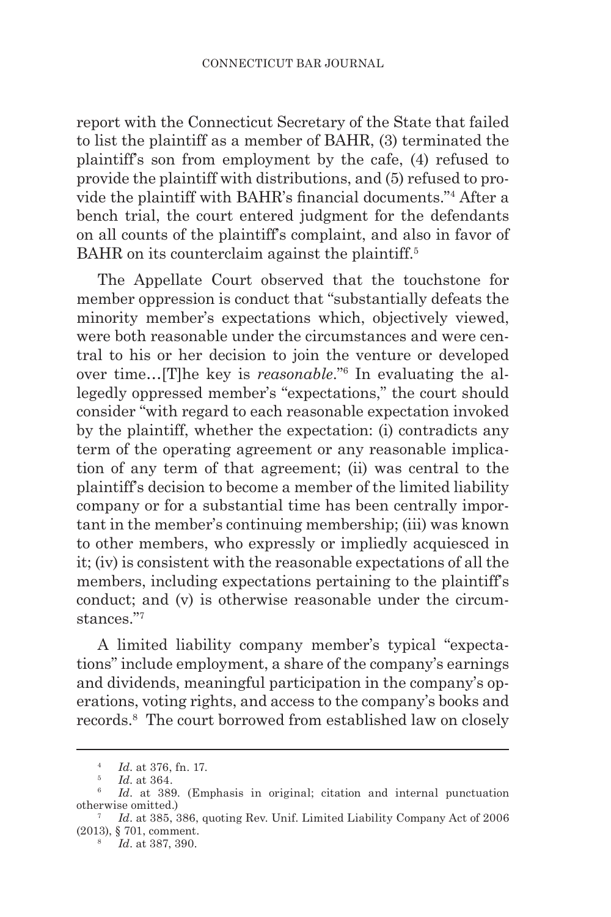report with the Connecticut Secretary of the State that failed to list the plaintiff as a member of BAHR, (3) terminated the plaintiff's son from employment by the cafe, (4) refused to provide the plaintiff with distributions, and (5) refused to provide the plaintiff with BAHR's financial documents."[4] After a bench trial, the court entered judgment for the defendants on all counts of the plaintiff's complaint, and also in favor of BAHR on its counterclaim against the plaintiff.[5]

The Appellate Court observed that the touchstone for member oppression is conduct that "substantially defeats the minority member's expectations which, objectively viewed, were both reasonable under the circumstances and were central to his or her decision to join the venture or developed over time…[T]he key is *reasonable*."[6] In evaluating the allegedly oppressed member's "expectations," the court should consider "with regard to each reasonable expectation invoked by the plaintiff, whether the expectation: (i) contradicts any term of the operating agreement or any reasonable implication of any term of that agreement; (ii) was central to the plaintiff's decision to become a member of the limited liability company or for a substantial time has been centrally important in the member's continuing membership; (iii) was known to other members, who expressly or impliedly acquiesced in it; (iv) is consistent with the reasonable expectations of all the members, including expectations pertaining to the plaintiff's conduct; and (v) is otherwise reasonable under the circumstances."[7]

A limited liability company member's typical "expectations" include employment, a share of the company's earnings and dividends, meaningful participation in the company's operations, voting rights, and access to the company's books and records.[8] The court borrowed from established law on closely

---

[4] *Id*. at 376, fn. 17.

[5] *Id*. at 364.

[6] *Id*. at 389. (Emphasis in original; citation and internal punctuation otherwise omitted.)

[7] *Id*. at 385, 386, quoting Rev. Unif. Limited Liability Company Act of 2006 (2013), § 701, comment.

[8] *Id*. at 387, 390.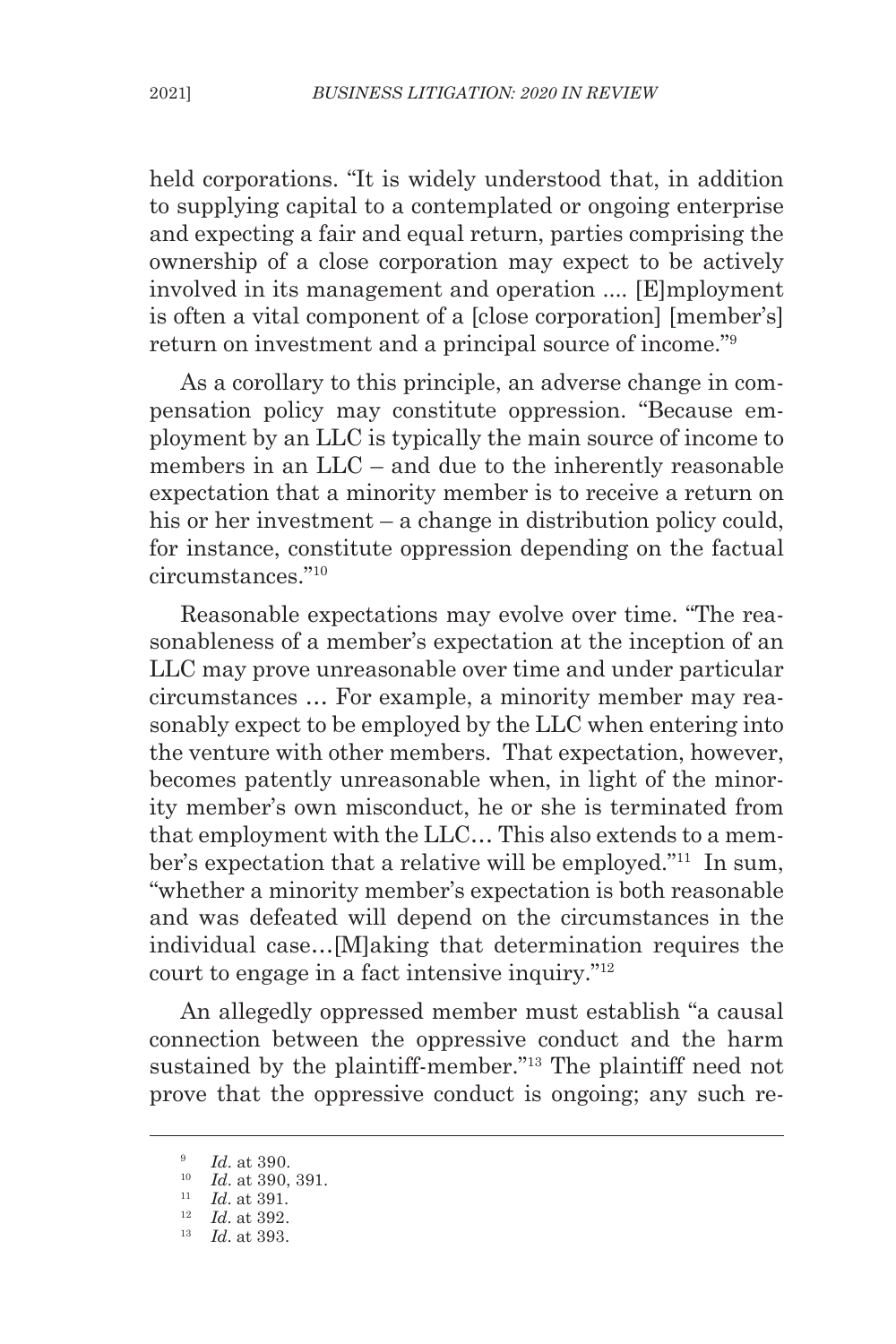held corporations. "It is widely understood that, in addition to supplying capital to a contemplated or ongoing enterprise and expecting a fair and equal return, parties comprising the ownership of a close corporation may expect to be actively involved in its management and operation .... [E]mployment is often a vital component of a [close corporation] [member's] return on investment and a principal source of income."[9]

As a corollary to this principle, an adverse change in compensation policy may constitute oppression. "Because employment by an LLC is typically the main source of income to members in an LLC – and due to the inherently reasonable expectation that a minority member is to receive a return on his or her investment – a change in distribution policy could, for instance, constitute oppression depending on the factual circumstances."[10]

Reasonable expectations may evolve over time. "The reasonableness of a member's expectation at the inception of an LLC may prove unreasonable over time and under particular circumstances … For example, a minority member may reasonably expect to be employed by the LLC when entering into the venture with other members. That expectation, however, becomes patently unreasonable when, in light of the minority member's own misconduct, he or she is terminated from that employment with the LLC… This also extends to a member's expectation that a relative will be employed."[11] In sum, "whether a minority member's expectation is both reasonable and was defeated will depend on the circumstances in the individual case…[M]aking that determination requires the court to engage in a fact intensive inquiry."[12]

An allegedly oppressed member must establish "a causal connection between the oppressive conduct and the harm sustained by the plaintiff-member."[13] The plaintiff need not prove that the oppressive conduct is ongoing; any such re-

---

[9] *Id*. at 390.

[10] *Id*. at 390, 391.

[11] *Id*. at 391.

[12] *Id*. at 392.

[13] *Id*. at 393.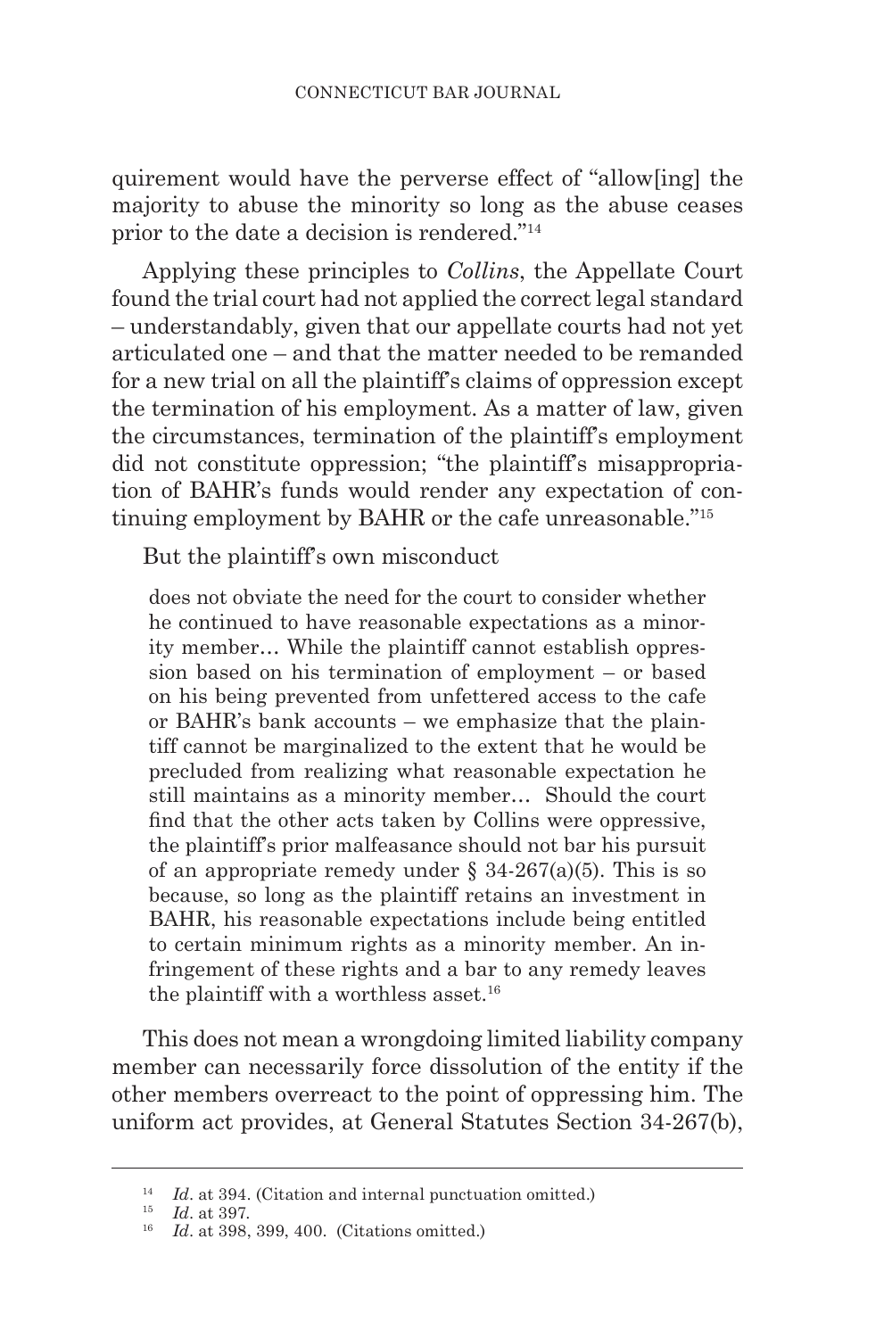quirement would have the perverse effect of "allow[ing] the majority to abuse the minority so long as the abuse ceases prior to the date a decision is rendered."[14]

Applying these principles to *Collins*, the Appellate Court found the trial court had not applied the correct legal standard – understandably, given that our appellate courts had not yet articulated one – and that the matter needed to be remanded for a new trial on all the plaintiff's claims of oppression except the termination of his employment. As a matter of law, given the circumstances, termination of the plaintiff's employment did not constitute oppression; "the plaintiff's misappropriation of BAHR's funds would render any expectation of continuing employment by BAHR or the cafe unreasonable."[15]

But the plaintiff's own misconduct

> does not obviate the need for the court to consider whether he continued to have reasonable expectations as a minority member… While the plaintiff cannot establish oppression based on his termination of employment – or based on his being prevented from unfettered access to the cafe or BAHR's bank accounts – we emphasize that the plaintiff cannot be marginalized to the extent that he would be precluded from realizing what reasonable expectation he still maintains as a minority member… Should the court find that the other acts taken by Collins were oppressive, the plaintiff's prior malfeasance should not bar his pursuit of an appropriate remedy under § 34-267(a)(5). This is so because, so long as the plaintiff retains an investment in BAHR, his reasonable expectations include being entitled to certain minimum rights as a minority member. An infringement of these rights and a bar to any remedy leaves the plaintiff with a worthless asset.[16]

This does not mean a wrongdoing limited liability company member can necessarily force dissolution of the entity if the other members overreact to the point of oppressing him. The uniform act provides, at General Statutes Section 34-267(b),

---

[14] *Id*. at 394. (Citation and internal punctuation omitted.)

[15] *Id*. at 397.

[16] *Id*. at 398, 399, 400. (Citations omitted.)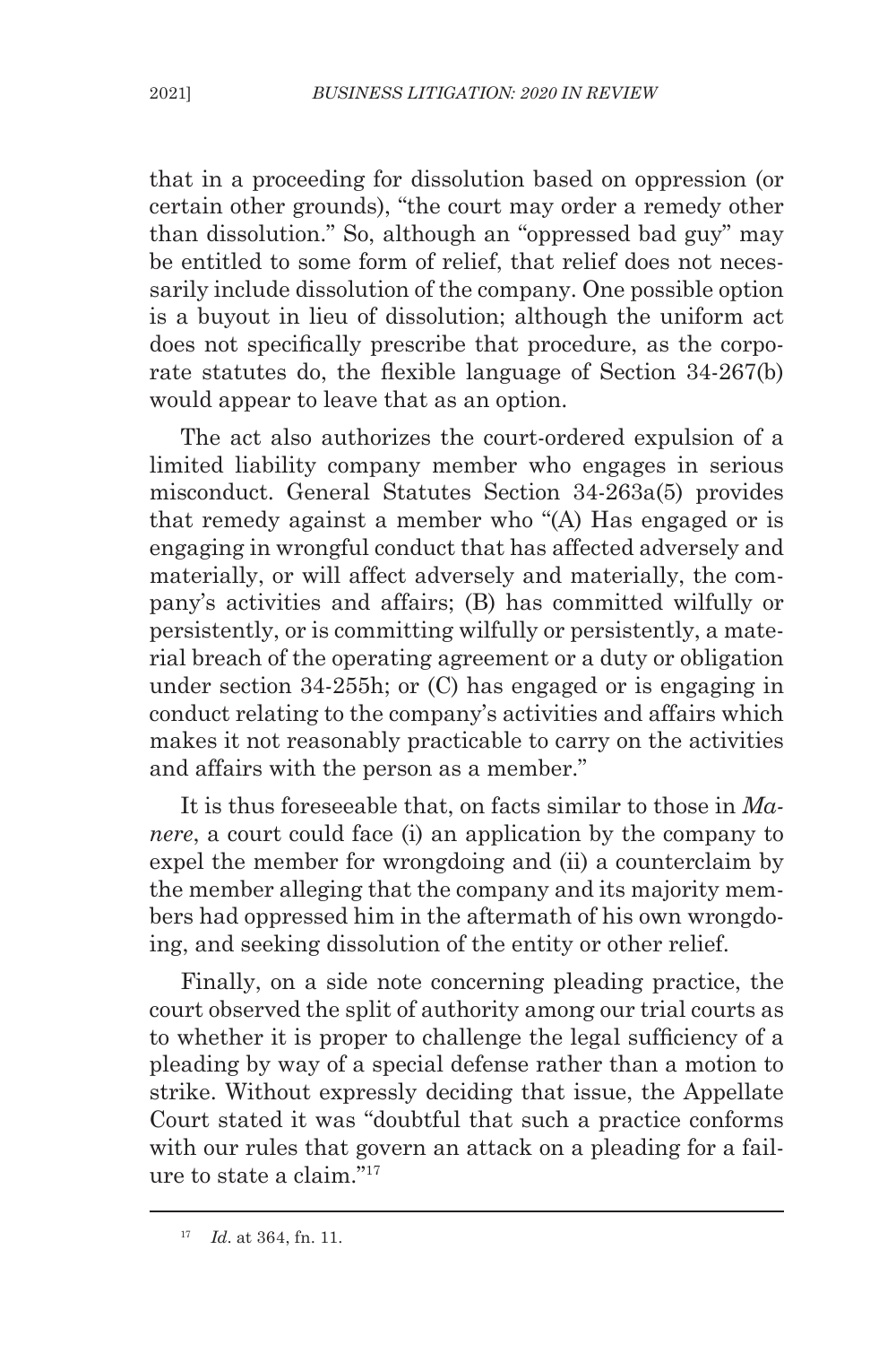that in a proceeding for dissolution based on oppression (or certain other grounds), "the court may order a remedy other than dissolution." So, although an "oppressed bad guy" may be entitled to some form of relief, that relief does not necessarily include dissolution of the company. One possible option is a buyout in lieu of dissolution; although the uniform act does not specifically prescribe that procedure, as the corporate statutes do, the flexible language of Section 34-267(b) would appear to leave that as an option.

The act also authorizes the court-ordered expulsion of a limited liability company member who engages in serious misconduct. General Statutes Section 34-263a(5) provides that remedy against a member who "(A) Has engaged or is engaging in wrongful conduct that has affected adversely and materially, or will affect adversely and materially, the company's activities and affairs; (B) has committed wilfully or persistently, or is committing wilfully or persistently, a material breach of the operating agreement or a duty or obligation under section 34-255h; or (C) has engaged or is engaging in conduct relating to the company's activities and affairs which makes it not reasonably practicable to carry on the activities and affairs with the person as a member."

It is thus foreseeable that, on facts similar to those in *Manere*, a court could face (i) an application by the company to expel the member for wrongdoing and (ii) a counterclaim by the member alleging that the company and its majority members had oppressed him in the aftermath of his own wrongdoing, and seeking dissolution of the entity or other relief.

Finally, on a side note concerning pleading practice, the court observed the split of authority among our trial courts as to whether it is proper to challenge the legal sufficiency of a pleading by way of a special defense rather than a motion to strike. Without expressly deciding that issue, the Appellate Court stated it was "doubtful that such a practice conforms with our rules that govern an attack on a pleading for a failure to state a claim."[17]

---

[17] *Id*. at 364, fn. 11.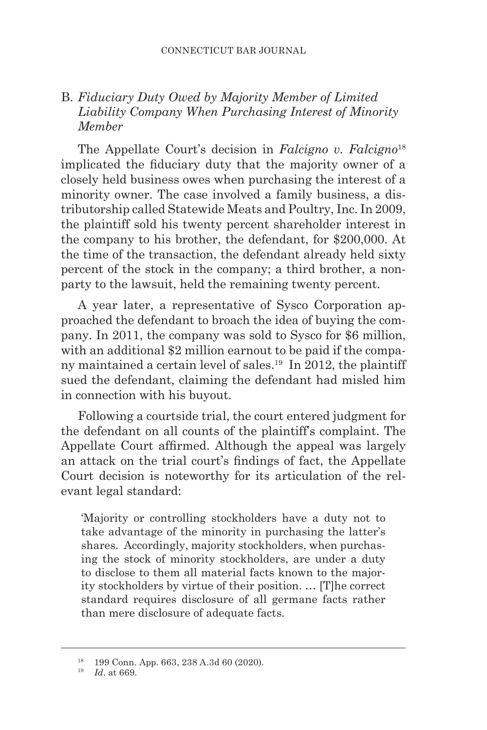## B. *Fiduciary Duty Owed by Majority Member of Limited Liability Company When Purchasing Interest of Minority Member*

The Appellate Court's decision in *Falcigno v. Falcigno*[18] implicated the fiduciary duty that the majority owner of a closely held business owes when purchasing the interest of a minority owner. The case involved a family business, a distributorship called Statewide Meats and Poultry, Inc. In 2009, the plaintiff sold his twenty percent shareholder interest in the company to his brother, the defendant, for $200,000. At the time of the transaction, the defendant already held sixty percent of the stock in the company; a third brother, a nonparty to the lawsuit, held the remaining twenty percent.

A year later, a representative of Sysco Corporation approached the defendant to broach the idea of buying the company. In 2011, the company was sold to Sysco for $6 million, with an additional $2 million earnout to be paid if the company maintained a certain level of sales.[19] In 2012, the plaintiff sued the defendant, claiming the defendant had misled him in connection with his buyout.

Following a courtside trial, the court entered judgment for the defendant on all counts of the plaintiff's complaint. The Appellate Court affirmed. Although the appeal was largely an attack on the trial court's findings of fact, the Appellate Court decision is noteworthy for its articulation of the relevant legal standard:

> 'Majority or controlling stockholders have a duty not to take advantage of the minority in purchasing the latter's shares. Accordingly, majority stockholders, when purchasing the stock of minority stockholders, are under a duty to disclose to them all material facts known to the majority stockholders by virtue of their position. … [T]he correct standard requires disclosure of all germane facts rather than mere disclosure of adequate facts.

---

[18] 199 Conn. App. 663, 238 A.3d 60 (2020).

[19] *Id*. at 669.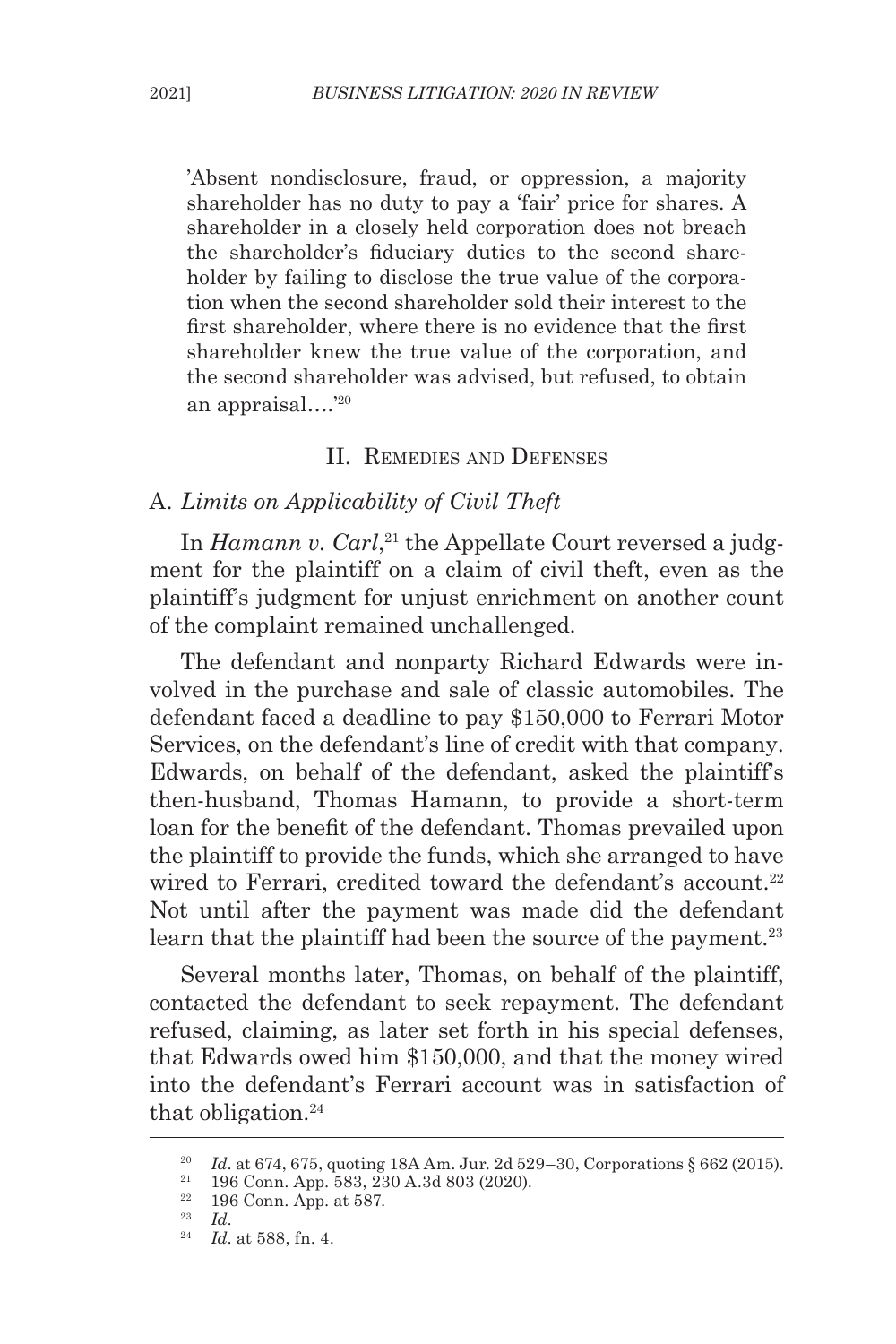'Absent nondisclosure, fraud, or oppression, a majority shareholder has no duty to pay a 'fair' price for shares. A shareholder in a closely held corporation does not breach the shareholder's fiduciary duties to the second shareholder by failing to disclose the true value of the corporation when the second shareholder sold their interest to the first shareholder, where there is no evidence that the first shareholder knew the true value of the corporation, and the second shareholder was advised, but refused, to obtain an appraisal….'[20]

## II. Remedies and Defenses

### A. *Limits on Applicability of Civil Theft*

In *Hamann v. Carl*,[21] the Appellate Court reversed a judgment for the plaintiff on a claim of civil theft, even as the plaintiff's judgment for unjust enrichment on another count of the complaint remained unchallenged.

The defendant and nonparty Richard Edwards were involved in the purchase and sale of classic automobiles. The defendant faced a deadline to pay $150,000 to Ferrari Motor Services, on the defendant's line of credit with that company. Edwards, on behalf of the defendant, asked the plaintiff's then-husband, Thomas Hamann, to provide a short-term loan for the benefit of the defendant. Thomas prevailed upon the plaintiff to provide the funds, which she arranged to have wired to Ferrari, credited toward the defendant's account.[22] Not until after the payment was made did the defendant learn that the plaintiff had been the source of the payment.[23]

Several months later, Thomas, on behalf of the plaintiff, contacted the defendant to seek repayment. The defendant refused, claiming, as later set forth in his special defenses, that Edwards owed him $150,000, and that the money wired into the defendant's Ferrari account was in satisfaction of that obligation.[24]

---

[20] *Id*. at 674, 675, quoting 18A Am. Jur. 2d 529–30, Corporations § 662 (2015).

[21] 196 Conn. App. 583, 230 A.3d 803 (2020).

[22] 196 Conn. App. at 587.

[23] *Id*.

[24] *Id*. at 588, fn. 4.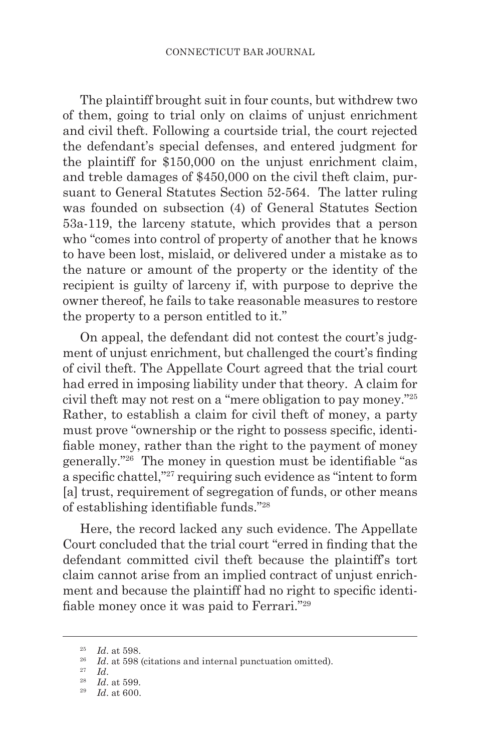The plaintiff brought suit in four counts, but withdrew two of them, going to trial only on claims of unjust enrichment and civil theft. Following a courtside trial, the court rejected the defendant's special defenses, and entered judgment for the plaintiff for $150,000 on the unjust enrichment claim, and treble damages of $450,000 on the civil theft claim, pursuant to General Statutes Section 52-564. The latter ruling was founded on subsection (4) of General Statutes Section 53a-119, the larceny statute, which provides that a person who "comes into control of property of another that he knows to have been lost, mislaid, or delivered under a mistake as to the nature or amount of the property or the identity of the recipient is guilty of larceny if, with purpose to deprive the owner thereof, he fails to take reasonable measures to restore the property to a person entitled to it."

On appeal, the defendant did not contest the court's judgment of unjust enrichment, but challenged the court's finding of civil theft. The Appellate Court agreed that the trial court had erred in imposing liability under that theory. A claim for civil theft may not rest on a "mere obligation to pay money."[25] Rather, to establish a claim for civil theft of money, a party must prove "ownership or the right to possess specific, identifiable money, rather than the right to the payment of money generally."[26] The money in question must be identifiable "as a specific chattel,"[27] requiring such evidence as "intent to form [a] trust, requirement of segregation of funds, or other means of establishing identifiable funds."[28]

Here, the record lacked any such evidence. The Appellate Court concluded that the trial court "erred in finding that the defendant committed civil theft because the plaintiff's tort claim cannot arise from an implied contract of unjust enrichment and because the plaintiff had no right to specific identifiable money once it was paid to Ferrari."[29]

---

[25] *Id*. at 598.

[26] *Id*. at 598 (citations and internal punctuation omitted).

[27] *Id*.

[28] *Id*. at 599.

[29] *Id*. at 600.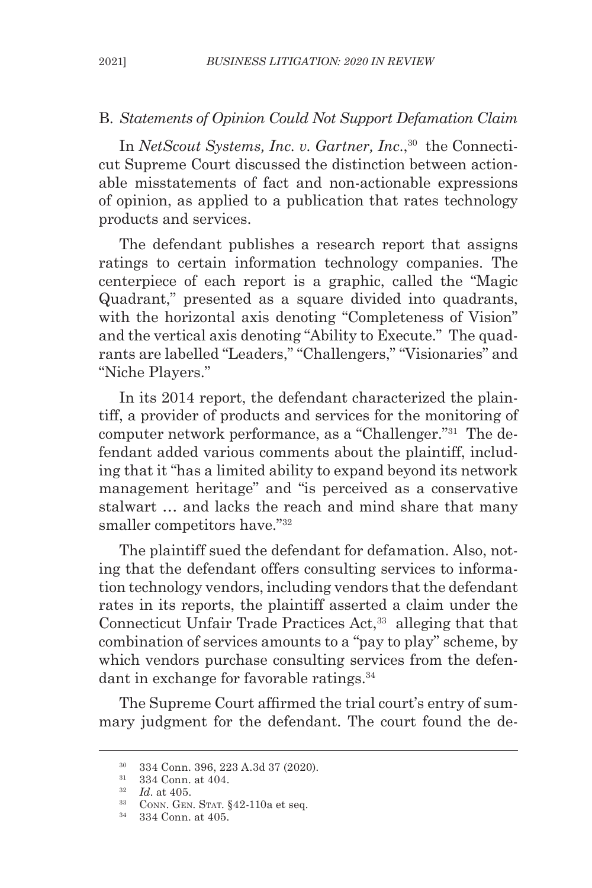## B. *Statements of Opinion Could Not Support Defamation Claim*

In *NetScout Systems, Inc. v. Gartner, Inc.*,[30] the Connecticut Supreme Court discussed the distinction between actionable misstatements of fact and non-actionable expressions of opinion, as applied to a publication that rates technology products and services.

The defendant publishes a research report that assigns ratings to certain information technology companies. The centerpiece of each report is a graphic, called the "Magic Quadrant," presented as a square divided into quadrants, with the horizontal axis denoting "Completeness of Vision" and the vertical axis denoting "Ability to Execute." The quadrants are labelled "Leaders," "Challengers," "Visionaries" and "Niche Players."

In its 2014 report, the defendant characterized the plaintiff, a provider of products and services for the monitoring of computer network performance, as a "Challenger."[31] The defendant added various comments about the plaintiff, including that it "has a limited ability to expand beyond its network management heritage" and "is perceived as a conservative stalwart … and lacks the reach and mind share that many smaller competitors have."[32]

The plaintiff sued the defendant for defamation. Also, noting that the defendant offers consulting services to information technology vendors, including vendors that the defendant rates in its reports, the plaintiff asserted a claim under the Connecticut Unfair Trade Practices Act,[33] alleging that that combination of services amounts to a "pay to play" scheme, by which vendors purchase consulting services from the defendant in exchange for favorable ratings.[34]

The Supreme Court affirmed the trial court's entry of summary judgment for the defendant. The court found the de-

---

[30] 334 Conn. 396, 223 A.3d 37 (2020).

[31] 334 Conn. at 404.

[32] *Id*. at 405.

[33] Conn. Gen. Stat. §42-110a et seq.

[34] 334 Conn. at 405.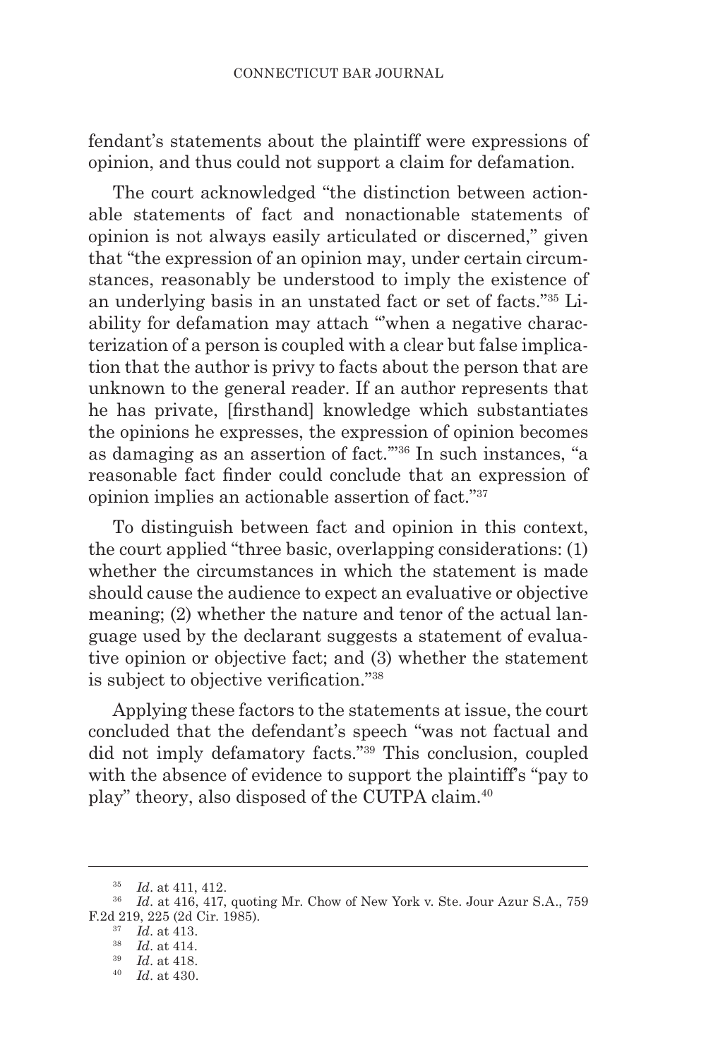fendant's statements about the plaintiff were expressions of opinion, and thus could not support a claim for defamation.

The court acknowledged "the distinction between actionable statements of fact and nonactionable statements of opinion is not always easily articulated or discerned," given that "the expression of an opinion may, under certain circumstances, reasonably be understood to imply the existence of an underlying basis in an unstated fact or set of facts."[35] Liability for defamation may attach "'when a negative characterization of a person is coupled with a clear but false implication that the author is privy to facts about the person that are unknown to the general reader. If an author represents that he has private, [firsthand] knowledge which substantiates the opinions he expresses, the expression of opinion becomes as damaging as an assertion of fact.'"[36] In such instances, "a reasonable fact finder could conclude that an expression of opinion implies an actionable assertion of fact."[37]

To distinguish between fact and opinion in this context, the court applied "three basic, overlapping considerations: (1) whether the circumstances in which the statement is made should cause the audience to expect an evaluative or objective meaning; (2) whether the nature and tenor of the actual language used by the declarant suggests a statement of evaluative opinion or objective fact; and (3) whether the statement is subject to objective verification."[38]

Applying these factors to the statements at issue, the court concluded that the defendant's speech "was not factual and did not imply defamatory facts."[39] This conclusion, coupled with the absence of evidence to support the plaintiff's "pay to play" theory, also disposed of the CUTPA claim.[40]

---

[35] *Id*. at 411, 412.

[36] *Id*. at 416, 417, quoting Mr. Chow of New York v. Ste. Jour Azur S.A., 759 F.2d 219, 225 (2d Cir. 1985).

[37] *Id*. at 413.

[38] *Id*. at 414.

[39] *Id*. at 418.

[40] *Id*. at 430.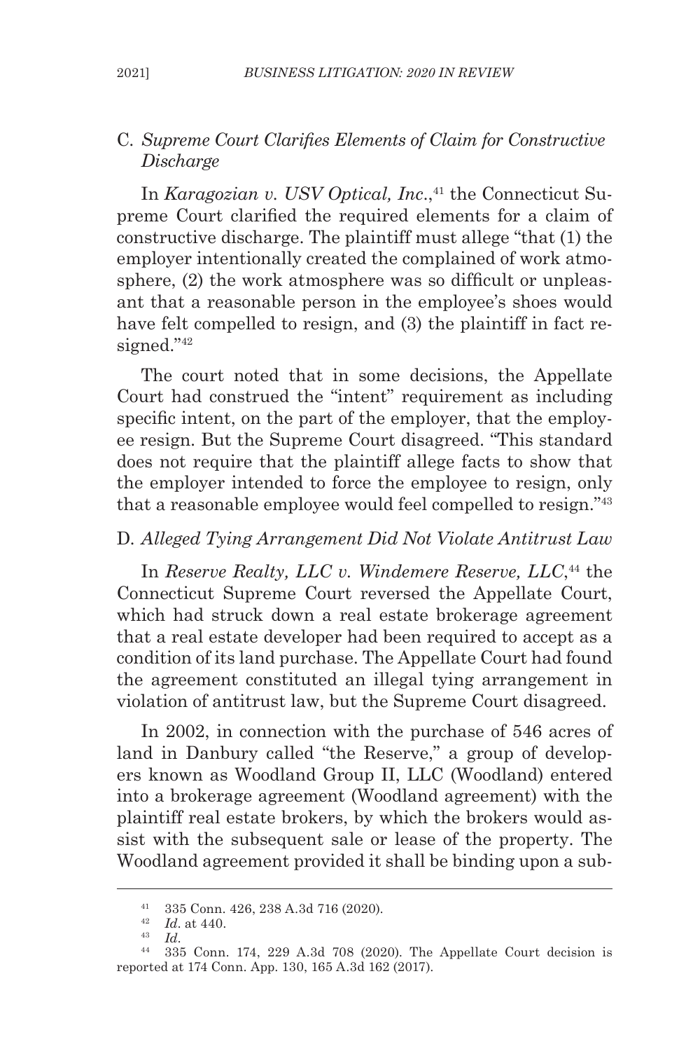### C. *Supreme Court Clarifies Elements of Claim for Constructive Discharge*

In *Karagozian v. USV Optical, Inc.*,[41] the Connecticut Supreme Court clarified the required elements for a claim of constructive discharge. The plaintiff must allege "that (1) the employer intentionally created the complained of work atmosphere, (2) the work atmosphere was so difficult or unpleasant that a reasonable person in the employee's shoes would have felt compelled to resign, and (3) the plaintiff in fact resigned."[42]

The court noted that in some decisions, the Appellate Court had construed the "intent" requirement as including specific intent, on the part of the employer, that the employee resign. But the Supreme Court disagreed. "This standard does not require that the plaintiff allege facts to show that the employer intended to force the employee to resign, only that a reasonable employee would feel compelled to resign."[43]

### D. *Alleged Tying Arrangement Did Not Violate Antitrust Law*

In *Reserve Realty, LLC v. Windemere Reserve, LLC*,[44] the Connecticut Supreme Court reversed the Appellate Court, which had struck down a real estate brokerage agreement that a real estate developer had been required to accept as a condition of its land purchase. The Appellate Court had found the agreement constituted an illegal tying arrangement in violation of antitrust law, but the Supreme Court disagreed.

In 2002, in connection with the purchase of 546 acres of land in Danbury called "the Reserve," a group of developers known as Woodland Group II, LLC (Woodland) entered into a brokerage agreement (Woodland agreement) with the plaintiff real estate brokers, by which the brokers would assist with the subsequent sale or lease of the property. The Woodland agreement provided it shall be binding upon a sub-

---

[41] 335 Conn. 426, 238 A.3d 716 (2020).

[42] *Id.* at 440.

[43] *Id.*

[44] 335 Conn. 174, 229 A.3d 708 (2020). The Appellate Court decision is reported at 174 Conn. App. 130, 165 A.3d 162 (2017).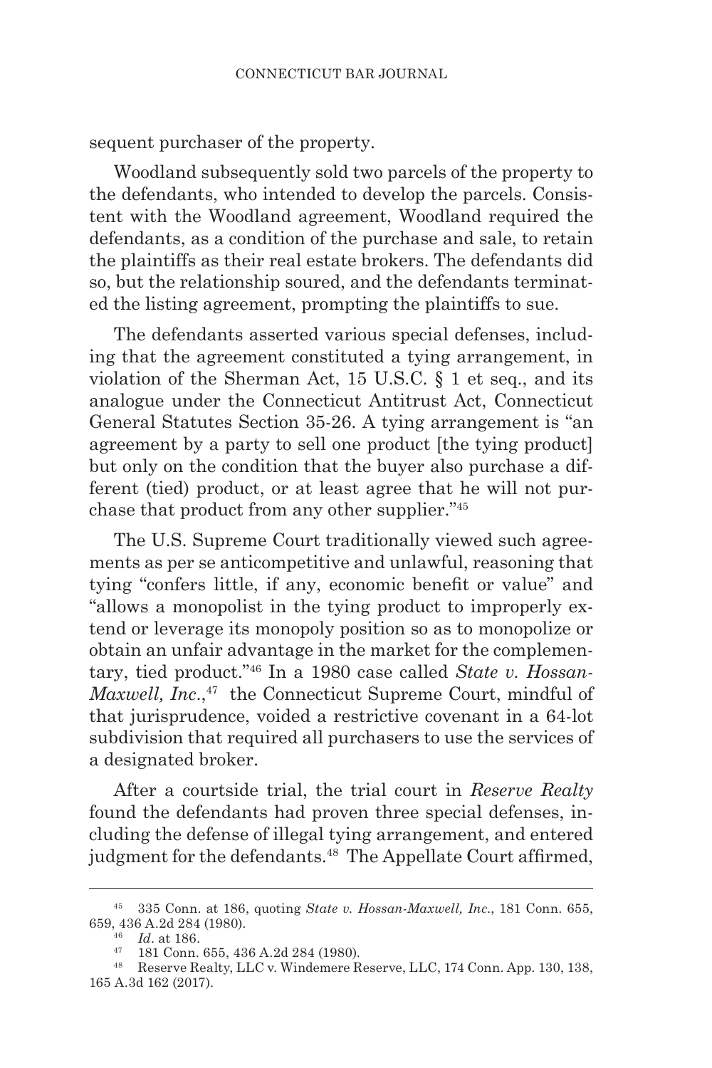sequent purchaser of the property.

Woodland subsequently sold two parcels of the property to the defendants, who intended to develop the parcels. Consistent with the Woodland agreement, Woodland required the defendants, as a condition of the purchase and sale, to retain the plaintiffs as their real estate brokers. The defendants did so, but the relationship soured, and the defendants terminated the listing agreement, prompting the plaintiffs to sue.

The defendants asserted various special defenses, including that the agreement constituted a tying arrangement, in violation of the Sherman Act, 15 U.S.C. § 1 et seq., and its analogue under the Connecticut Antitrust Act, Connecticut General Statutes Section 35-26. A tying arrangement is "an agreement by a party to sell one product [the tying product] but only on the condition that the buyer also purchase a different (tied) product, or at least agree that he will not purchase that product from any other supplier."[45]

The U.S. Supreme Court traditionally viewed such agreements as per se anticompetitive and unlawful, reasoning that tying "confers little, if any, economic benefit or value" and "allows a monopolist in the tying product to improperly extend or leverage its monopoly position so as to monopolize or obtain an unfair advantage in the market for the complementary, tied product."[46] In a 1980 case called *State v. Hossan-Maxwell, Inc.*,[47] the Connecticut Supreme Court, mindful of that jurisprudence, voided a restrictive covenant in a 64-lot subdivision that required all purchasers to use the services of a designated broker.

After a courtside trial, the trial court in *Reserve Realty* found the defendants had proven three special defenses, including the defense of illegal tying arrangement, and entered judgment for the defendants.[48] The Appellate Court affirmed,

---

[45] 335 Conn. at 186, quoting *State v. Hossan-Maxwell, Inc.*, 181 Conn. 655, 659, 436 A.2d 284 (1980).

[46] *Id*. at 186.

[47] 181 Conn. 655, 436 A.2d 284 (1980).

[48] Reserve Realty, LLC v. Windemere Reserve, LLC, 174 Conn. App. 130, 138, 165 A.3d 162 (2017).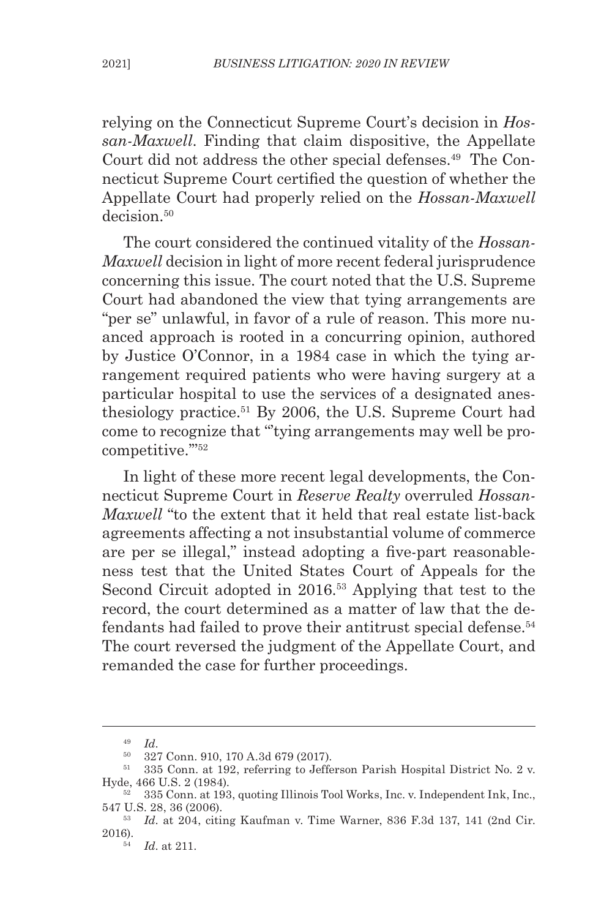relying on the Connecticut Supreme Court's decision in *Hossan-Maxwell*. Finding that claim dispositive, the Appellate Court did not address the other special defenses.[49] The Connecticut Supreme Court certified the question of whether the Appellate Court had properly relied on the *Hossan-Maxwell* decision.[50]

The court considered the continued vitality of the *Hossan-Maxwell* decision in light of more recent federal jurisprudence concerning this issue. The court noted that the U.S. Supreme Court had abandoned the view that tying arrangements are "per se" unlawful, in favor of a rule of reason. This more nuanced approach is rooted in a concurring opinion, authored by Justice O'Connor, in a 1984 case in which the tying arrangement required patients who were having surgery at a particular hospital to use the services of a designated anesthesiology practice.[51] By 2006, the U.S. Supreme Court had come to recognize that "'tying arrangements may well be procompetitive.'"[52]

In light of these more recent legal developments, the Connecticut Supreme Court in *Reserve Realty* overruled *Hossan-Maxwell* "to the extent that it held that real estate list-back agreements affecting a not insubstantial volume of commerce are per se illegal," instead adopting a five-part reasonableness test that the United States Court of Appeals for the Second Circuit adopted in 2016.[53] Applying that test to the record, the court determined as a matter of law that the defendants had failed to prove their antitrust special defense.[54] The court reversed the judgment of the Appellate Court, and remanded the case for further proceedings.

---

[49] *Id.*

[50] 327 Conn. 910, 170 A.3d 679 (2017).

[51] 335 Conn. at 192, referring to Jefferson Parish Hospital District No. 2 v. Hyde, 466 U.S. 2 (1984).

[52] 335 Conn. at 193, quoting Illinois Tool Works, Inc. v. Independent Ink, Inc., 547 U.S. 28, 36 (2006).

[53] *Id.* at 204, citing Kaufman v. Time Warner, 836 F.3d 137, 141 (2nd Cir. 2016).

[54] *Id.* at 211.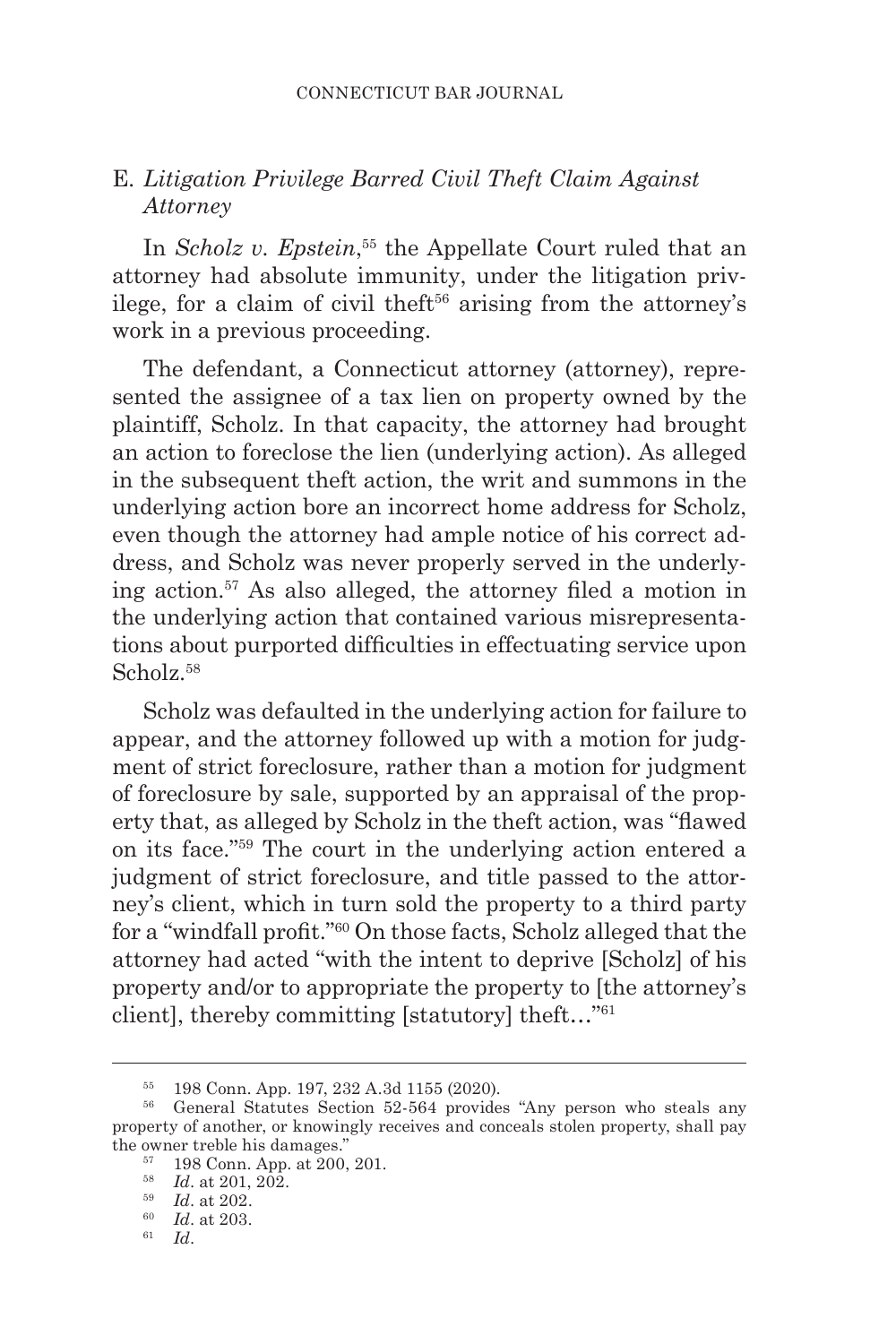## E. *Litigation Privilege Barred Civil Theft Claim Against Attorney*

In *Scholz v. Epstein*,[55] the Appellate Court ruled that an attorney had absolute immunity, under the litigation privilege, for a claim of civil theft[56] arising from the attorney's work in a previous proceeding.

The defendant, a Connecticut attorney (attorney), represented the assignee of a tax lien on property owned by the plaintiff, Scholz. In that capacity, the attorney had brought an action to foreclose the lien (underlying action). As alleged in the subsequent theft action, the writ and summons in the underlying action bore an incorrect home address for Scholz, even though the attorney had ample notice of his correct address, and Scholz was never properly served in the underlying action.[57] As also alleged, the attorney filed a motion in the underlying action that contained various misrepresentations about purported difficulties in effectuating service upon Scholz.[58]

Scholz was defaulted in the underlying action for failure to appear, and the attorney followed up with a motion for judgment of strict foreclosure, rather than a motion for judgment of foreclosure by sale, supported by an appraisal of the property that, as alleged by Scholz in the theft action, was "flawed on its face."[59] The court in the underlying action entered a judgment of strict foreclosure, and title passed to the attorney's client, which in turn sold the property to a third party for a "windfall profit."[60] On those facts, Scholz alleged that the attorney had acted "with the intent to deprive [Scholz] of his property and/or to appropriate the property to [the attorney's client], thereby committing [statutory] theft…"[61]

---

[55] 198 Conn. App. 197, 232 A.3d 1155 (2020).

[56] General Statutes Section 52-564 provides "Any person who steals any property of another, or knowingly receives and conceals stolen property, shall pay the owner treble his damages."

[57] 198 Conn. App. at 200, 201.

[58] *Id*. at 201, 202.

[59] *Id*. at 202.

[60] *Id*. at 203.

[61] *Id*.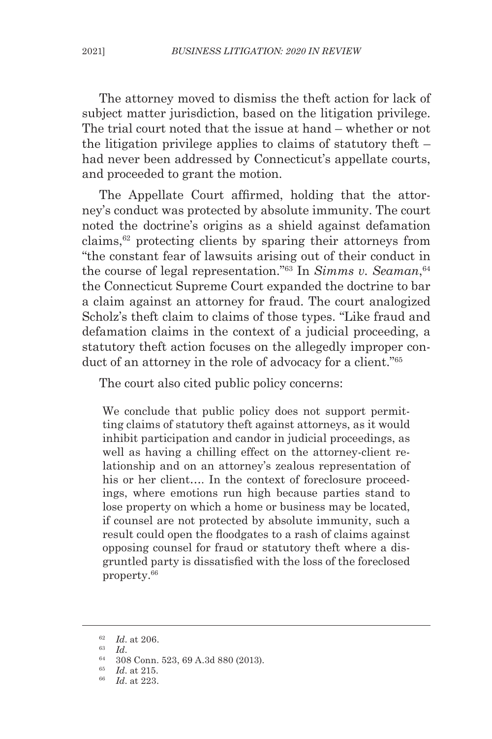The attorney moved to dismiss the theft action for lack of subject matter jurisdiction, based on the litigation privilege. The trial court noted that the issue at hand – whether or not the litigation privilege applies to claims of statutory theft – had never been addressed by Connecticut's appellate courts, and proceeded to grant the motion.

The Appellate Court affirmed, holding that the attorney's conduct was protected by absolute immunity. The court noted the doctrine's origins as a shield against defamation claims,[62] protecting clients by sparing their attorneys from "the constant fear of lawsuits arising out of their conduct in the course of legal representation."[63] In *Simms v. Seaman*,[64] the Connecticut Supreme Court expanded the doctrine to bar a claim against an attorney for fraud. The court analogized Scholz's theft claim to claims of those types. "Like fraud and defamation claims in the context of a judicial proceeding, a statutory theft action focuses on the allegedly improper conduct of an attorney in the role of advocacy for a client."[65]

The court also cited public policy concerns:

> We conclude that public policy does not support permitting claims of statutory theft against attorneys, as it would inhibit participation and candor in judicial proceedings, as well as having a chilling effect on the attorney-client relationship and on an attorney's zealous representation of his or her client.... In the context of foreclosure proceedings, where emotions run high because parties stand to lose property on which a home or business may be located, if counsel are not protected by absolute immunity, such a result could open the floodgates to a rash of claims against opposing counsel for fraud or statutory theft where a disgruntled party is dissatisfied with the loss of the foreclosed property.[66]

---

[62] *Id*. at 206.

[63] *Id*.

[64] 308 Conn. 523, 69 A.3d 880 (2013).

[65] *Id*. at 215.

[66] *Id*. at 223.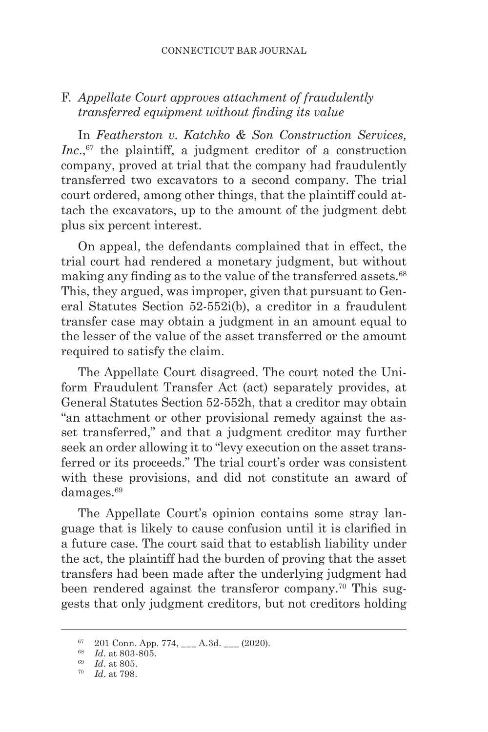## F. *Appellate Court approves attachment of fraudulently transferred equipment without finding its value*

In *Featherston v. Katchko & Son Construction Services, Inc.*,[67] the plaintiff, a judgment creditor of a construction company, proved at trial that the company had fraudulently transferred two excavators to a second company. The trial court ordered, among other things, that the plaintiff could attach the excavators, up to the amount of the judgment debt plus six percent interest.

On appeal, the defendants complained that in effect, the trial court had rendered a monetary judgment, but without making any finding as to the value of the transferred assets.[68] This, they argued, was improper, given that pursuant to General Statutes Section 52-552i(b), a creditor in a fraudulent transfer case may obtain a judgment in an amount equal to the lesser of the value of the asset transferred or the amount required to satisfy the claim.

The Appellate Court disagreed. The court noted the Uniform Fraudulent Transfer Act (act) separately provides, at General Statutes Section 52-552h, that a creditor may obtain "an attachment or other provisional remedy against the asset transferred," and that a judgment creditor may further seek an order allowing it to "levy execution on the asset transferred or its proceeds." The trial court's order was consistent with these provisions, and did not constitute an award of damages.[69]

The Appellate Court's opinion contains some stray language that is likely to cause confusion until it is clarified in a future case. The court said that to establish liability under the act, the plaintiff had the burden of proving that the asset transfers had been made after the underlying judgment had been rendered against the transferor company.[70] This suggests that only judgment creditors, but not creditors holding

---

[67] 201 Conn. App. 774, ___ A.3d. ___ (2020).

[68] *Id*. at 803-805.

[69] *Id*. at 805.

[70] *Id*. at 798.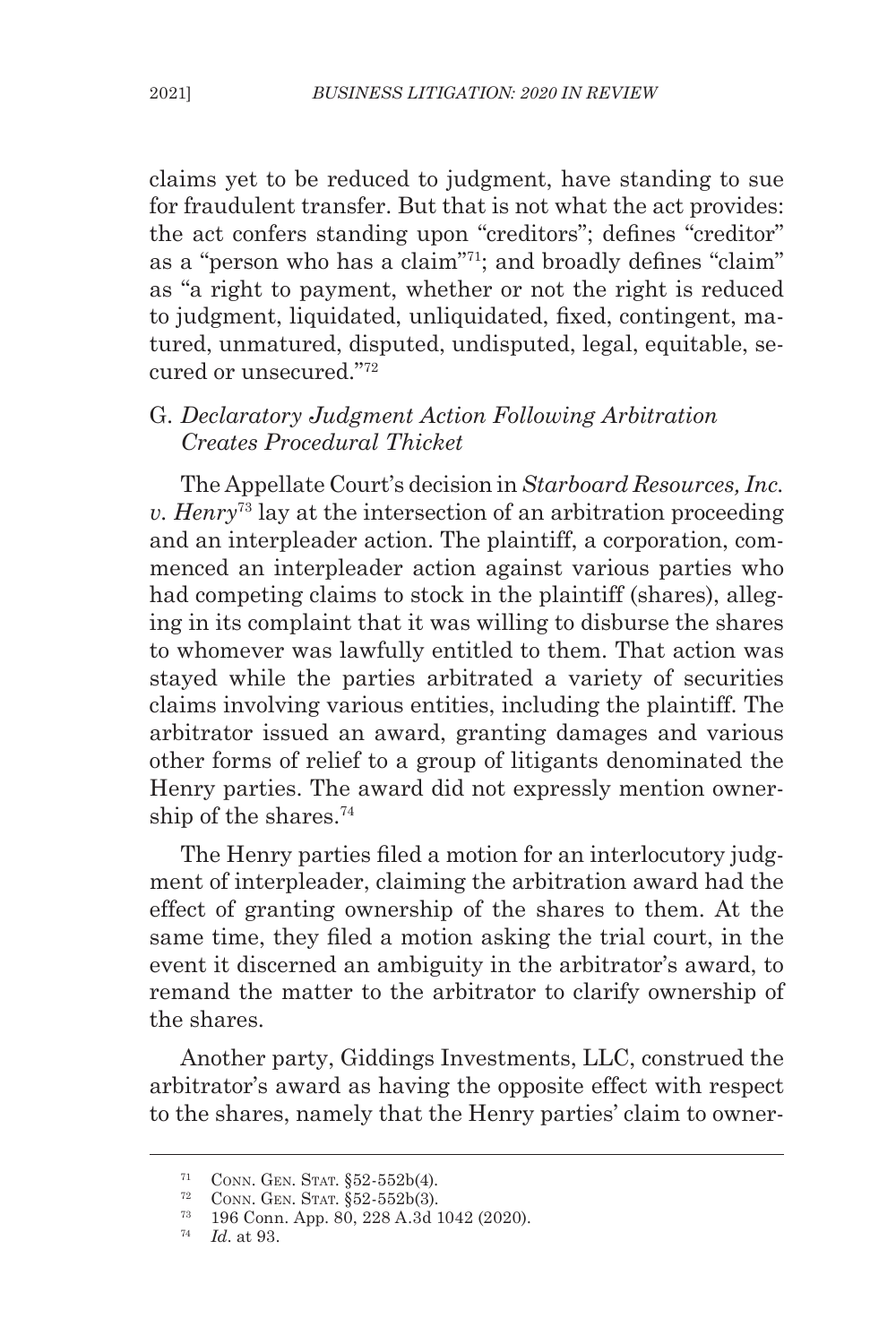claims yet to be reduced to judgment, have standing to sue for fraudulent transfer. But that is not what the act provides: the act confers standing upon "creditors"; defines "creditor" as a "person who has a claim"[71]; and broadly defines "claim" as "a right to payment, whether or not the right is reduced to judgment, liquidated, unliquidated, fixed, contingent, matured, unmatured, disputed, undisputed, legal, equitable, secured or unsecured."[72]

### G. *Declaratory Judgment Action Following Arbitration Creates Procedural Thicket*

The Appellate Court's decision in *Starboard Resources, Inc. v. Henry*[73] lay at the intersection of an arbitration proceeding and an interpleader action. The plaintiff, a corporation, commenced an interpleader action against various parties who had competing claims to stock in the plaintiff (shares), alleging in its complaint that it was willing to disburse the shares to whomever was lawfully entitled to them. That action was stayed while the parties arbitrated a variety of securities claims involving various entities, including the plaintiff. The arbitrator issued an award, granting damages and various other forms of relief to a group of litigants denominated the Henry parties. The award did not expressly mention ownership of the shares.[74]

The Henry parties filed a motion for an interlocutory judgment of interpleader, claiming the arbitration award had the effect of granting ownership of the shares to them. At the same time, they filed a motion asking the trial court, in the event it discerned an ambiguity in the arbitrator's award, to remand the matter to the arbitrator to clarify ownership of the shares.

Another party, Giddings Investments, LLC, construed the arbitrator's award as having the opposite effect with respect to the shares, namely that the Henry parties' claim to owner-

---

[71] Conn. Gen. Stat. §52-552b(4).

[72] Conn. Gen. Stat. §52-552b(3).

[73] 196 Conn. App. 80, 228 A.3d 1042 (2020).

[74] *Id*. at 93.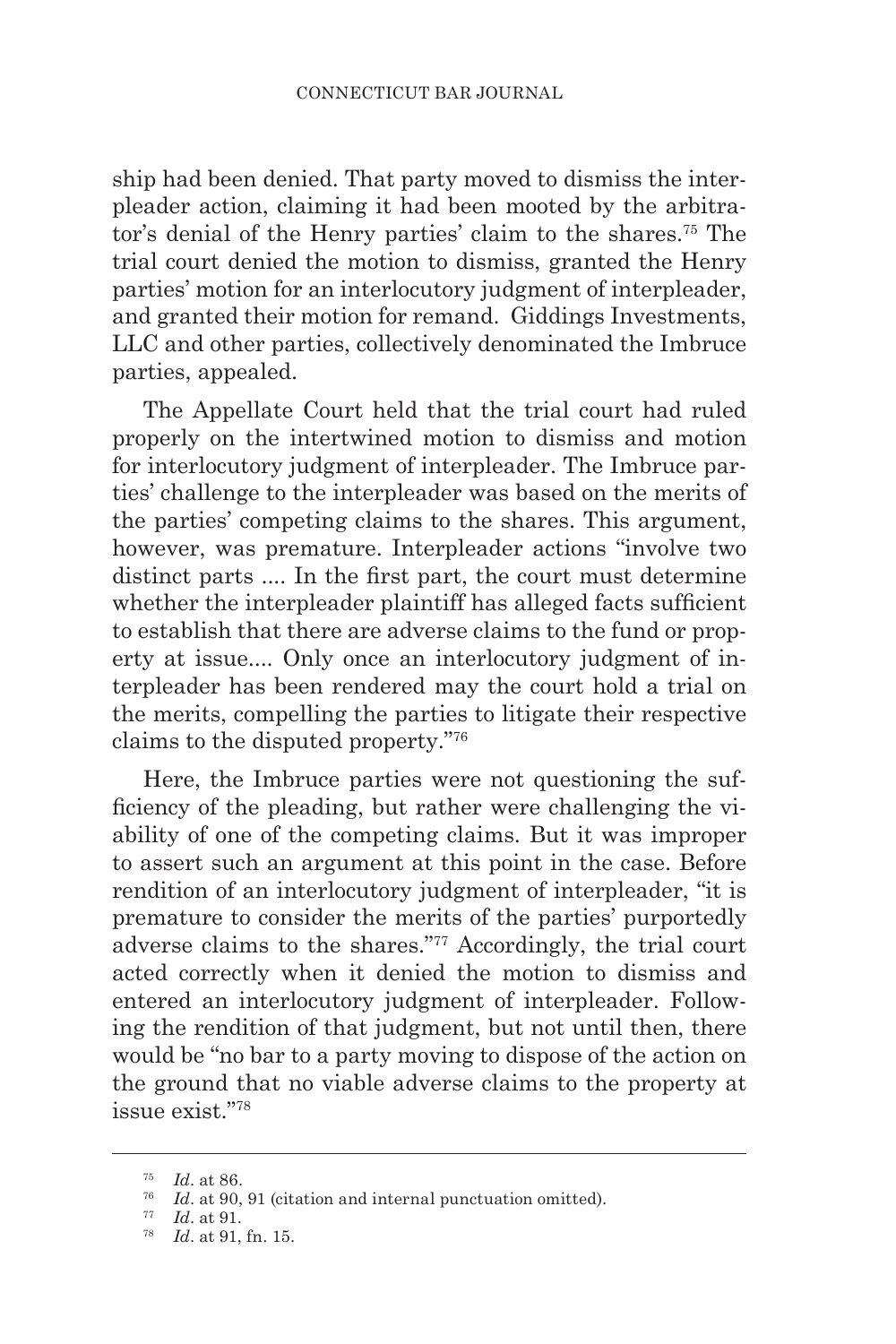ship had been denied. That party moved to dismiss the interpleader action, claiming it had been mooted by the arbitrator's denial of the Henry parties' claim to the shares.[75] The trial court denied the motion to dismiss, granted the Henry parties' motion for an interlocutory judgment of interpleader, and granted their motion for remand. Giddings Investments, LLC and other parties, collectively denominated the Imbruce parties, appealed.

The Appellate Court held that the trial court had ruled properly on the intertwined motion to dismiss and motion for interlocutory judgment of interpleader. The Imbruce parties' challenge to the interpleader was based on the merits of the parties' competing claims to the shares. This argument, however, was premature. Interpleader actions "involve two distinct parts .... In the first part, the court must determine whether the interpleader plaintiff has alleged facts sufficient to establish that there are adverse claims to the fund or property at issue.... Only once an interlocutory judgment of interpleader has been rendered may the court hold a trial on the merits, compelling the parties to litigate their respective claims to the disputed property."[76]

Here, the Imbruce parties were not questioning the sufficiency of the pleading, but rather were challenging the viability of one of the competing claims. But it was improper to assert such an argument at this point in the case. Before rendition of an interlocutory judgment of interpleader, "it is premature to consider the merits of the parties' purportedly adverse claims to the shares."[77] Accordingly, the trial court acted correctly when it denied the motion to dismiss and entered an interlocutory judgment of interpleader. Following the rendition of that judgment, but not until then, there would be "no bar to a party moving to dispose of the action on the ground that no viable adverse claims to the property at issue exist."[78]

---

[75] *Id*. at 86.

[76] *Id*. at 90, 91 (citation and internal punctuation omitted).

[77] *Id*. at 91.

[78] *Id*. at 91, fn. 15.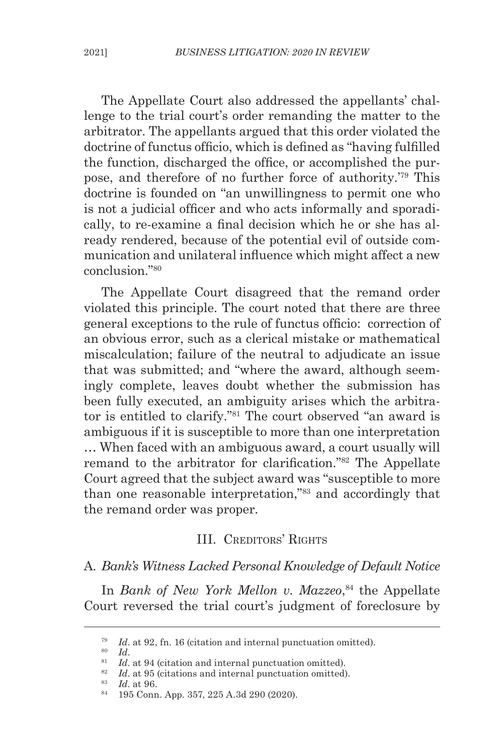The Appellate Court also addressed the appellants' challenge to the trial court's order remanding the matter to the arbitrator. The appellants argued that this order violated the doctrine of functus officio, which is defined as "having fulfilled the function, discharged the office, or accomplished the purpose, and therefore of no further force of authority.'[79] This doctrine is founded on "an unwillingness to permit one who is not a judicial officer and who acts informally and sporadically, to re-examine a final decision which he or she has already rendered, because of the potential evil of outside communication and unilateral influence which might affect a new conclusion."[80]

The Appellate Court disagreed that the remand order violated this principle. The court noted that there are three general exceptions to the rule of functus officio: correction of an obvious error, such as a clerical mistake or mathematical miscalculation; failure of the neutral to adjudicate an issue that was submitted; and "where the award, although seemingly complete, leaves doubt whether the submission has been fully executed, an ambiguity arises which the arbitrator is entitled to clarify."[81] The court observed "an award is ambiguous if it is susceptible to more than one interpretation … When faced with an ambiguous award, a court usually will remand to the arbitrator for clarification."[82] The Appellate Court agreed that the subject award was "susceptible to more than one reasonable interpretation,"[83] and accordingly that the remand order was proper.

## III. Creditors' Rights

### A. *Bank's Witness Lacked Personal Knowledge of Default Notice*

In *Bank of New York Mellon v. Mazzeo*,[84] the Appellate Court reversed the trial court's judgment of foreclosure by

---

[79] *Id*. at 92, fn. 16 (citation and internal punctuation omitted).

[80] *Id*.

[81] *Id*. at 94 (citation and internal punctuation omitted).

[82] *Id*. at 95 (citations and internal punctuation omitted).

[83] *Id*. at 96.

[84] 195 Conn. App. 357, 225 A.3d 290 (2020).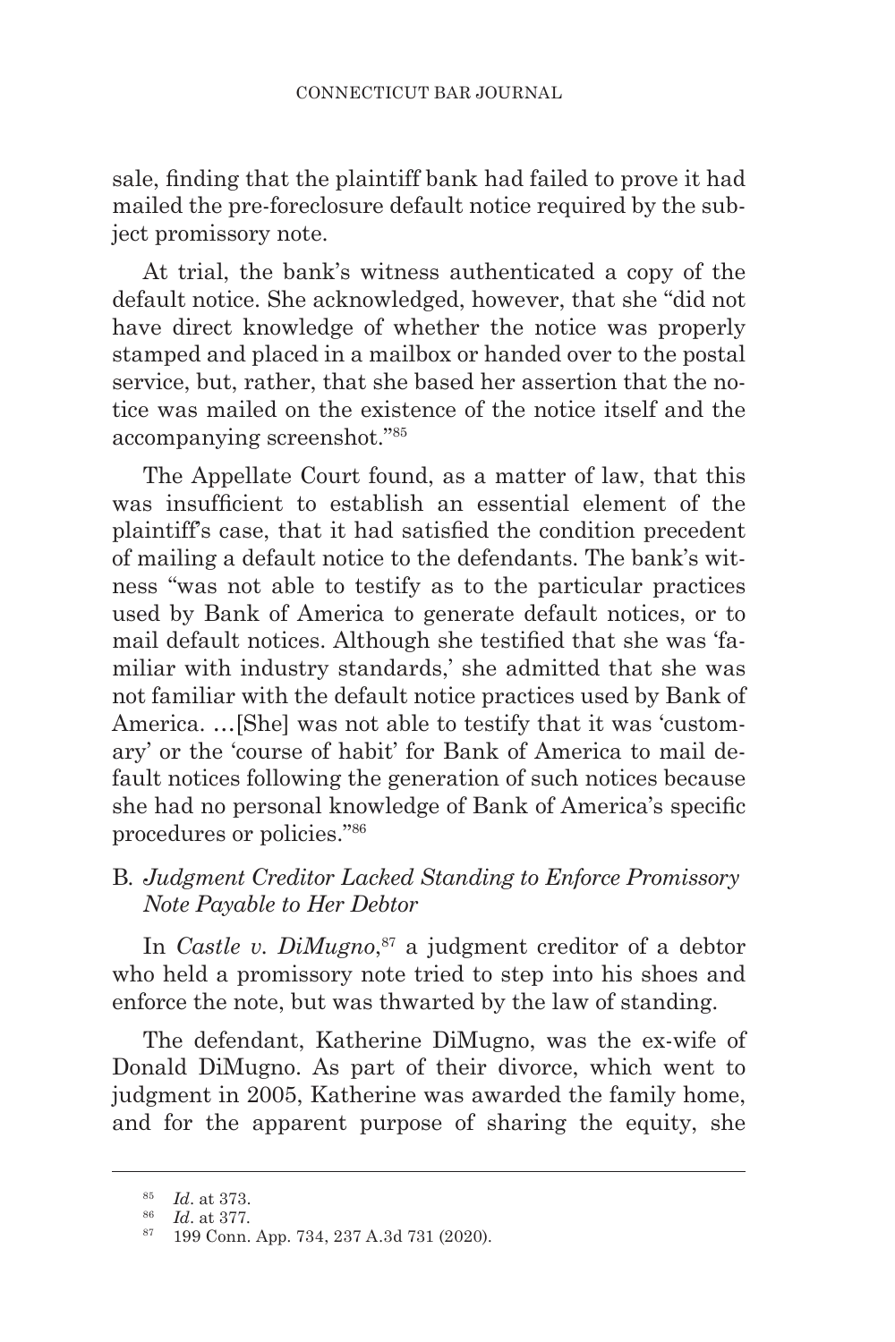sale, finding that the plaintiff bank had failed to prove it had mailed the pre-foreclosure default notice required by the subject promissory note.

At trial, the bank's witness authenticated a copy of the default notice. She acknowledged, however, that she "did not have direct knowledge of whether the notice was properly stamped and placed in a mailbox or handed over to the postal service, but, rather, that she based her assertion that the notice was mailed on the existence of the notice itself and the accompanying screenshot."[85]

The Appellate Court found, as a matter of law, that this was insufficient to establish an essential element of the plaintiff's case, that it had satisfied the condition precedent of mailing a default notice to the defendants. The bank's witness "was not able to testify as to the particular practices used by Bank of America to generate default notices, or to mail default notices. Although she testified that she was 'familiar with industry standards,' she admitted that she was not familiar with the default notice practices used by Bank of America. …[She] was not able to testify that it was 'customary' or the 'course of habit' for Bank of America to mail default notices following the generation of such notices because she had no personal knowledge of Bank of America's specific procedures or policies."[86]

### B. *Judgment Creditor Lacked Standing to Enforce Promissory Note Payable to Her Debtor*

In *Castle v. DiMugno*,[87] a judgment creditor of a debtor who held a promissory note tried to step into his shoes and enforce the note, but was thwarted by the law of standing.

The defendant, Katherine DiMugno, was the ex-wife of Donald DiMugno. As part of their divorce, which went to judgment in 2005, Katherine was awarded the family home, and for the apparent purpose of sharing the equity, she

---

[85] *Id*. at 373.

[86] *Id*. at 377.

[87] 199 Conn. App. 734, 237 A.3d 731 (2020).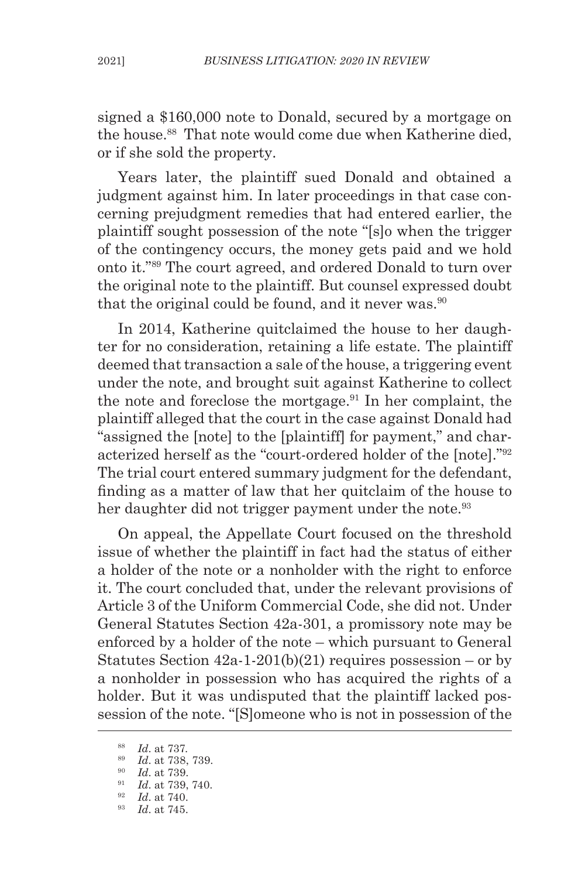signed a $160,000 note to Donald, secured by a mortgage on the house.[88] That note would come due when Katherine died, or if she sold the property.

Years later, the plaintiff sued Donald and obtained a judgment against him. In later proceedings in that case concerning prejudgment remedies that had entered earlier, the plaintiff sought possession of the note "[s]o when the trigger of the contingency occurs, the money gets paid and we hold onto it."[89] The court agreed, and ordered Donald to turn over the original note to the plaintiff. But counsel expressed doubt that the original could be found, and it never was.[90]

In 2014, Katherine quitclaimed the house to her daughter for no consideration, retaining a life estate. The plaintiff deemed that transaction a sale of the house, a triggering event under the note, and brought suit against Katherine to collect the note and foreclose the mortgage.[91] In her complaint, the plaintiff alleged that the court in the case against Donald had "assigned the [note] to the [plaintiff] for payment," and characterized herself as the "court-ordered holder of the [note]."[92] The trial court entered summary judgment for the defendant, finding as a matter of law that her quitclaim of the house to her daughter did not trigger payment under the note.[93]

On appeal, the Appellate Court focused on the threshold issue of whether the plaintiff in fact had the status of either a holder of the note or a nonholder with the right to enforce it. The court concluded that, under the relevant provisions of Article 3 of the Uniform Commercial Code, she did not. Under General Statutes Section 42a-301, a promissory note may be enforced by a holder of the note – which pursuant to General Statutes Section 42a-1-201(b)(21) requires possession – or by a nonholder in possession who has acquired the rights of a holder. But it was undisputed that the plaintiff lacked possession of the note. "[S]omeone who is not in possession of the

---

[88] *Id*. at 737.

[89] *Id*. at 738, 739.

[90] *Id*. at 739.

[91] *Id*. at 739, 740.

[92] *Id*. at 740.

[93] *Id*. at 745.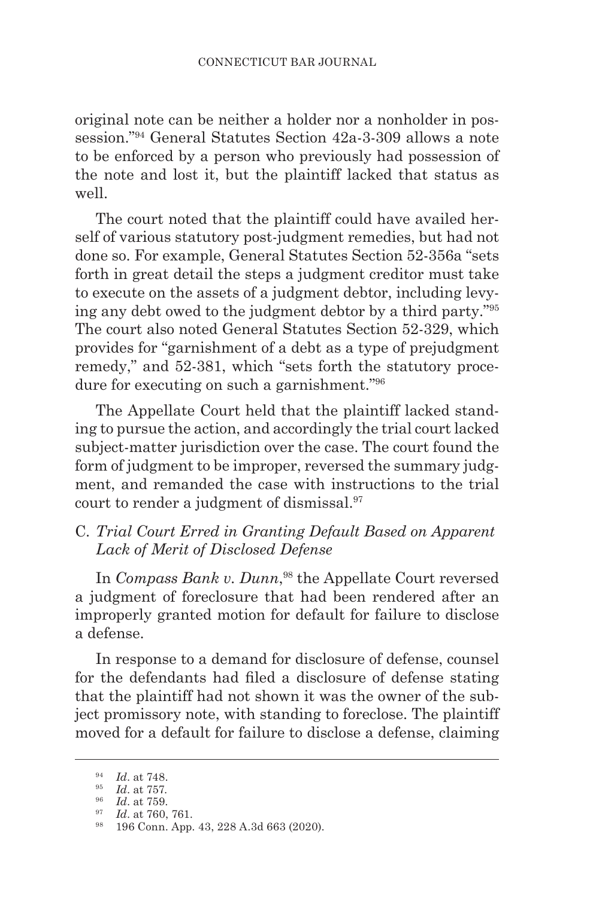original note can be neither a holder nor a nonholder in possession."[94] General Statutes Section 42a-3-309 allows a note to be enforced by a person who previously had possession of the note and lost it, but the plaintiff lacked that status as well.

The court noted that the plaintiff could have availed herself of various statutory post-judgment remedies, but had not done so. For example, General Statutes Section 52-356a "sets forth in great detail the steps a judgment creditor must take to execute on the assets of a judgment debtor, including levying any debt owed to the judgment debtor by a third party."[95] The court also noted General Statutes Section 52-329, which provides for "garnishment of a debt as a type of prejudgment remedy," and 52-381, which "sets forth the statutory procedure for executing on such a garnishment."[96]

The Appellate Court held that the plaintiff lacked standing to pursue the action, and accordingly the trial court lacked subject-matter jurisdiction over the case. The court found the form of judgment to be improper, reversed the summary judgment, and remanded the case with instructions to the trial court to render a judgment of dismissal.[97]

### C. *Trial Court Erred in Granting Default Based on Apparent Lack of Merit of Disclosed Defense*

In *Compass Bank v. Dunn*,[98] the Appellate Court reversed a judgment of foreclosure that had been rendered after an improperly granted motion for default for failure to disclose a defense.

In response to a demand for disclosure of defense, counsel for the defendants had filed a disclosure of defense stating that the plaintiff had not shown it was the owner of the subject promissory note, with standing to foreclose. The plaintiff moved for a default for failure to disclose a defense, claiming

---

[94] *Id*. at 748.

[95] *Id*. at 757.

[96] *Id*. at 759.

[97] *Id*. at 760, 761.

[98] 196 Conn. App. 43, 228 A.3d 663 (2020).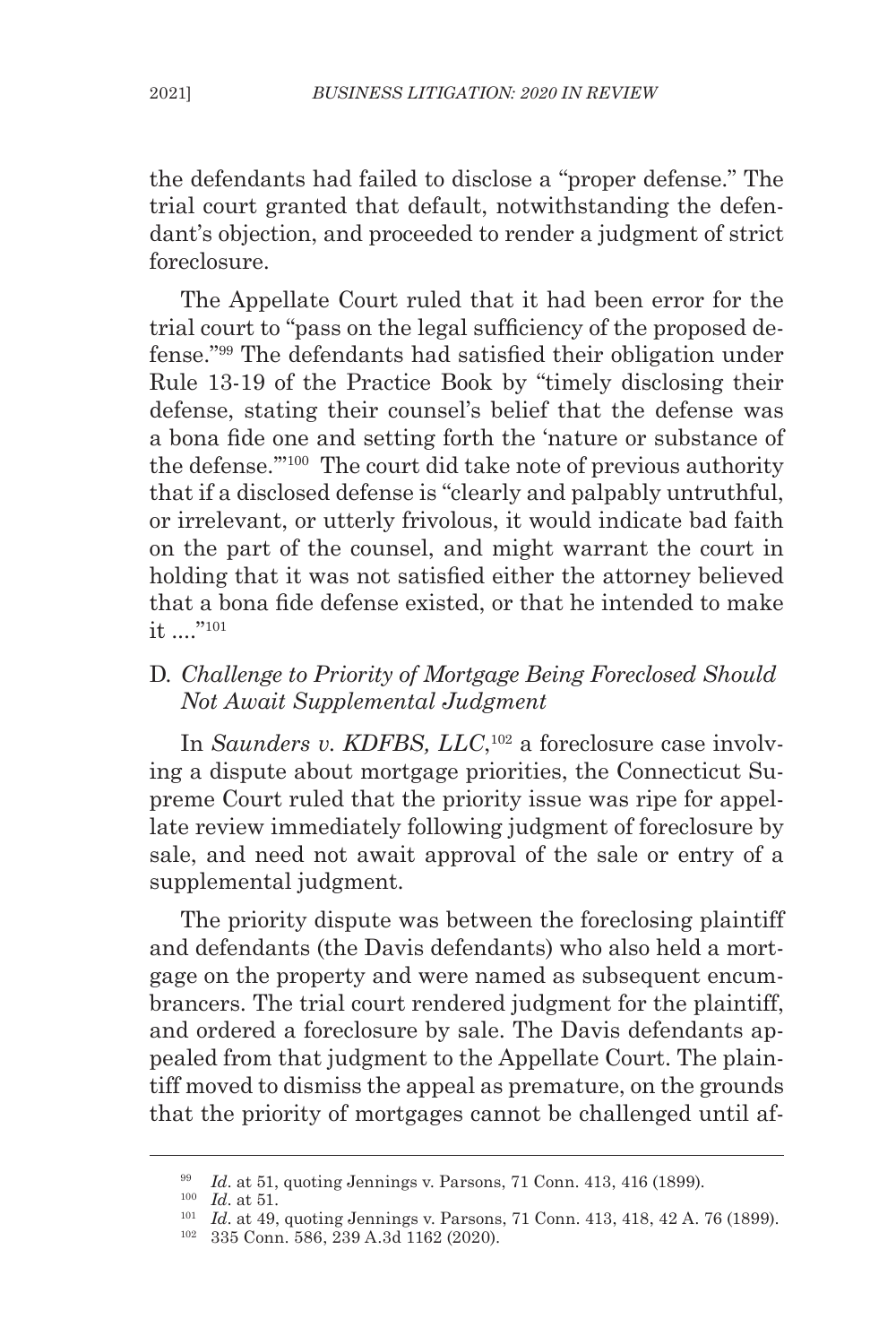the defendants had failed to disclose a "proper defense." The trial court granted that default, notwithstanding the defendant's objection, and proceeded to render a judgment of strict foreclosure.

The Appellate Court ruled that it had been error for the trial court to "pass on the legal sufficiency of the proposed defense."[99] The defendants had satisfied their obligation under Rule 13-19 of the Practice Book by "timely disclosing their defense, stating their counsel's belief that the defense was a bona fide one and setting forth the 'nature or substance of the defense.'"[100] The court did take note of previous authority that if a disclosed defense is "clearly and palpably untruthful, or irrelevant, or utterly frivolous, it would indicate bad faith on the part of the counsel, and might warrant the court in holding that it was not satisfied either the attorney believed that a bona fide defense existed, or that he intended to make it ...."[101]

## D. *Challenge to Priority of Mortgage Being Foreclosed Should Not Await Supplemental Judgment*

In *Saunders v. KDFBS, LLC*,[102] a foreclosure case involving a dispute about mortgage priorities, the Connecticut Supreme Court ruled that the priority issue was ripe for appellate review immediately following judgment of foreclosure by sale, and need not await approval of the sale or entry of a supplemental judgment.

The priority dispute was between the foreclosing plaintiff and defendants (the Davis defendants) who also held a mortgage on the property and were named as subsequent encumbrancers. The trial court rendered judgment for the plaintiff, and ordered a foreclosure by sale. The Davis defendants appealed from that judgment to the Appellate Court. The plaintiff moved to dismiss the appeal as premature, on the grounds that the priority of mortgages cannot be challenged until af-

---

[99] *Id*. at 51, quoting Jennings v. Parsons, 71 Conn. 413, 416 (1899).

[100] *Id*. at 51.

[101] *Id*. at 49, quoting Jennings v. Parsons, 71 Conn. 413, 418, 42 A. 76 (1899).

[102] 335 Conn. 586, 239 A.3d 1162 (2020).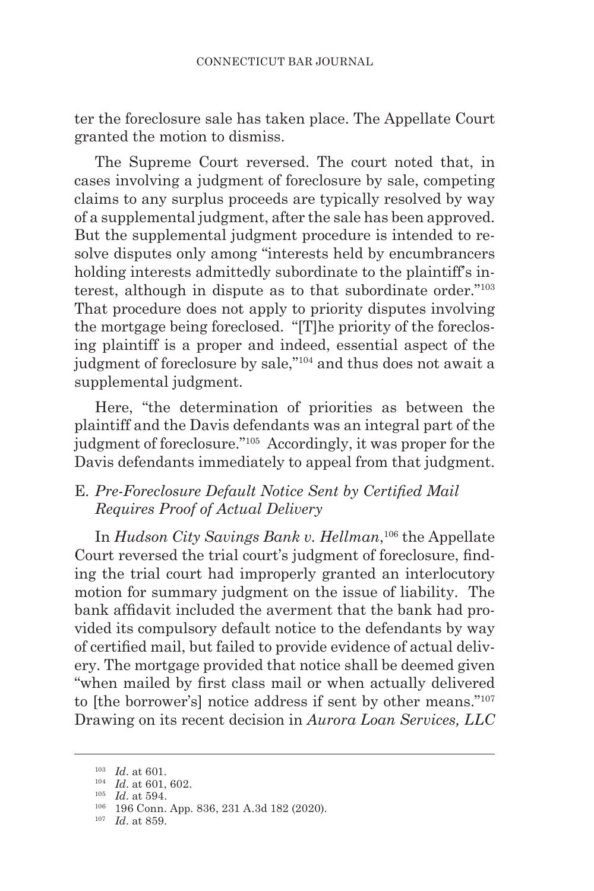ter the foreclosure sale has taken place. The Appellate Court granted the motion to dismiss.

The Supreme Court reversed. The court noted that, in cases involving a judgment of foreclosure by sale, competing claims to any surplus proceeds are typically resolved by way of a supplemental judgment, after the sale has been approved. But the supplemental judgment procedure is intended to resolve disputes only among "interests held by encumbrancers holding interests admittedly subordinate to the plaintiff's interest, although in dispute as to that subordinate order."[103] That procedure does not apply to priority disputes involving the mortgage being foreclosed. "[T]he priority of the foreclosing plaintiff is a proper and indeed, essential aspect of the judgment of foreclosure by sale,"[104] and thus does not await a supplemental judgment.

Here, "the determination of priorities as between the plaintiff and the Davis defendants was an integral part of the judgment of foreclosure."[105] Accordingly, it was proper for the Davis defendants immediately to appeal from that judgment.

### E. *Pre-Foreclosure Default Notice Sent by Certified Mail Requires Proof of Actual Delivery*

In *Hudson City Savings Bank v. Hellman*,[106] the Appellate Court reversed the trial court's judgment of foreclosure, finding the trial court had improperly granted an interlocutory motion for summary judgment on the issue of liability. The bank affidavit included the averment that the bank had provided its compulsory default notice to the defendants by way of certified mail, but failed to provide evidence of actual delivery. The mortgage provided that notice shall be deemed given "when mailed by first class mail or when actually delivered to [the borrower's] notice address if sent by other means."[107] Drawing on its recent decision in *Aurora Loan Services, LLC*

---

[103] *Id*. at 601.

[104] *Id*. at 601, 602.

[105] *Id*. at 594.

[106] 196 Conn. App. 836, 231 A.3d 182 (2020).

[107] *Id*. at 859.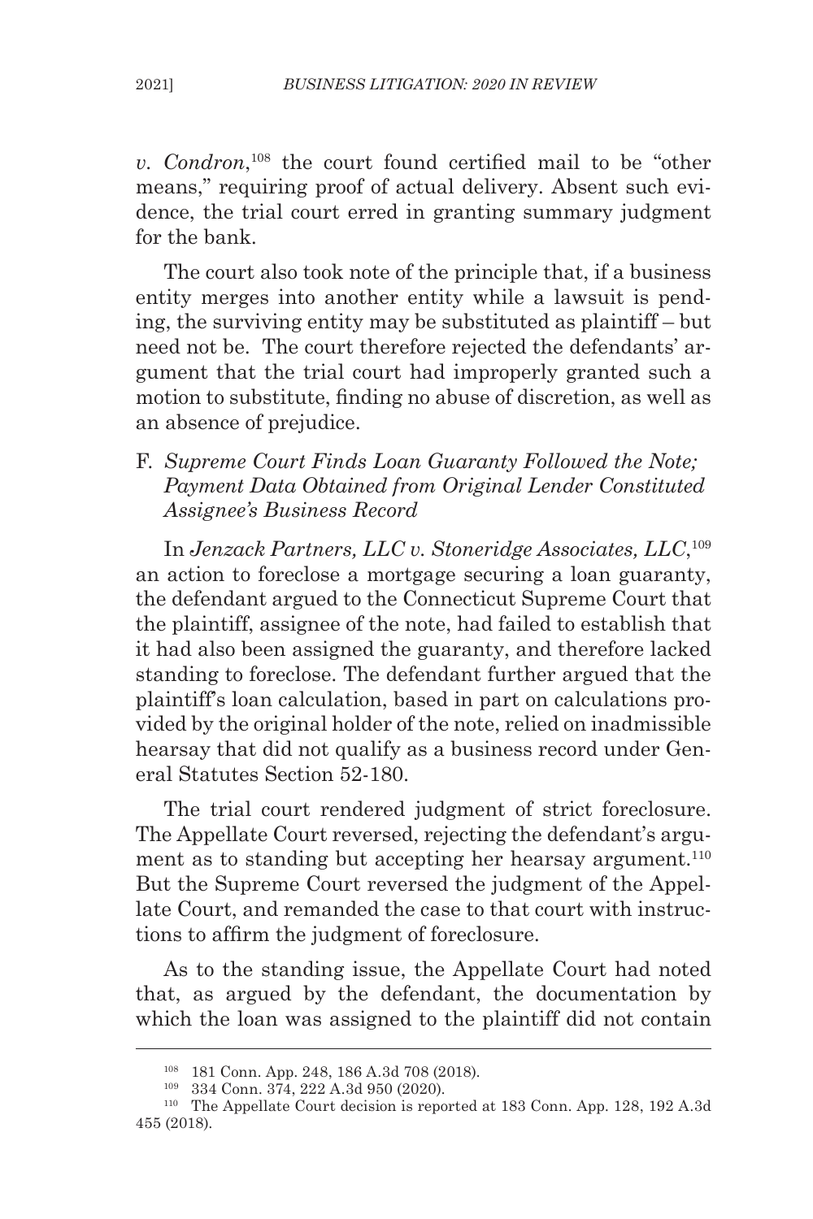*v. Condron*,[108] the court found certified mail to be "other means," requiring proof of actual delivery. Absent such evidence, the trial court erred in granting summary judgment for the bank.

The court also took note of the principle that, if a business entity merges into another entity while a lawsuit is pending, the surviving entity may be substituted as plaintiff – but need not be. The court therefore rejected the defendants' argument that the trial court had improperly granted such a motion to substitute, finding no abuse of discretion, as well as an absence of prejudice.

### F. *Supreme Court Finds Loan Guaranty Followed the Note; Payment Data Obtained from Original Lender Constituted Assignee's Business Record*

In *Jenzack Partners, LLC v. Stoneridge Associates, LLC*,[109] an action to foreclose a mortgage securing a loan guaranty, the defendant argued to the Connecticut Supreme Court that the plaintiff, assignee of the note, had failed to establish that it had also been assigned the guaranty, and therefore lacked standing to foreclose. The defendant further argued that the plaintiff's loan calculation, based in part on calculations provided by the original holder of the note, relied on inadmissible hearsay that did not qualify as a business record under General Statutes Section 52-180.

The trial court rendered judgment of strict foreclosure. The Appellate Court reversed, rejecting the defendant's argument as to standing but accepting her hearsay argument.[110] But the Supreme Court reversed the judgment of the Appellate Court, and remanded the case to that court with instructions to affirm the judgment of foreclosure.

As to the standing issue, the Appellate Court had noted that, as argued by the defendant, the documentation by which the loan was assigned to the plaintiff did not contain

---

[108] 181 Conn. App. 248, 186 A.3d 708 (2018).

[109] 334 Conn. 374, 222 A.3d 950 (2020).

[110] The Appellate Court decision is reported at 183 Conn. App. 128, 192 A.3d 455 (2018).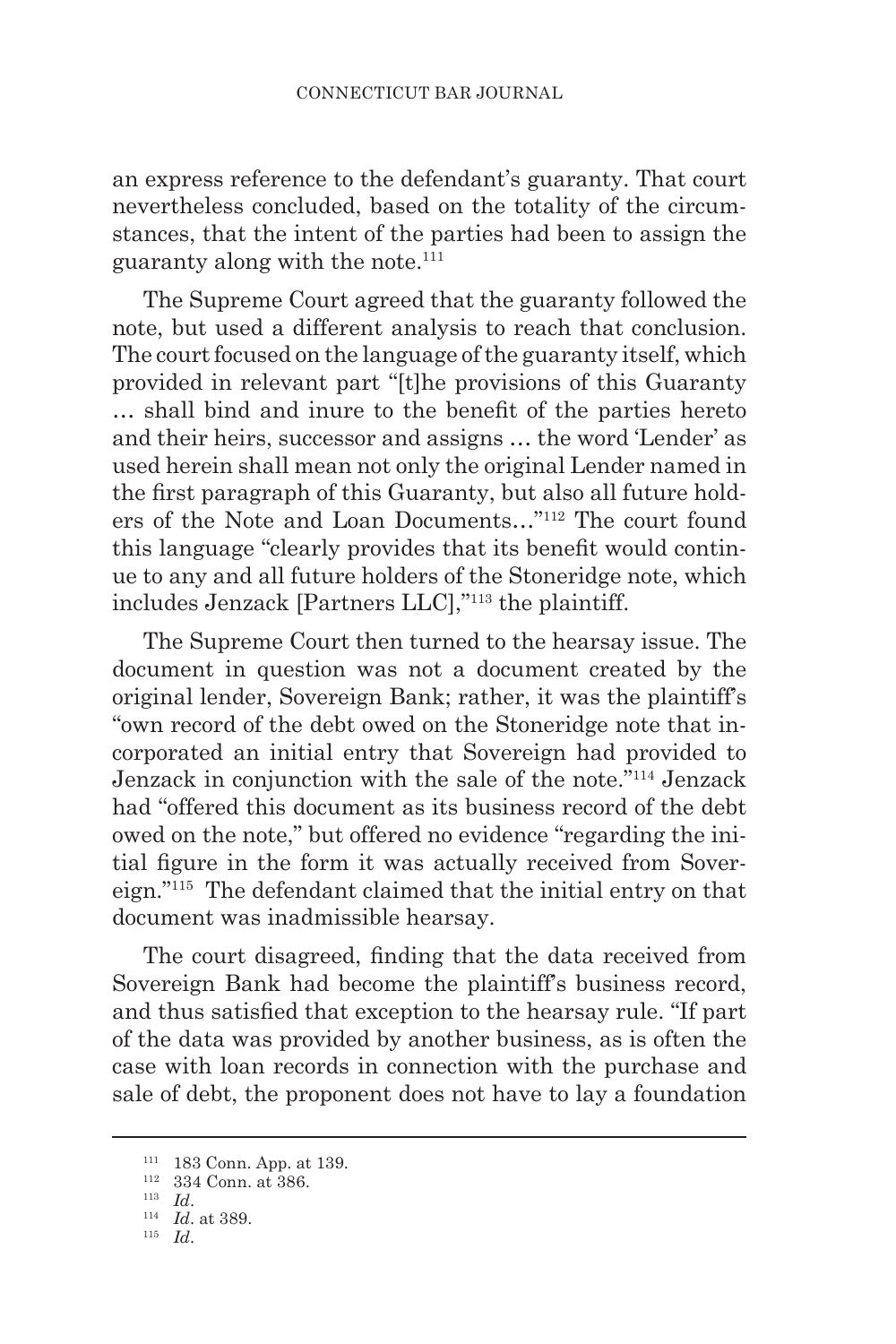an express reference to the defendant's guaranty. That court nevertheless concluded, based on the totality of the circumstances, that the intent of the parties had been to assign the guaranty along with the note.[111]

The Supreme Court agreed that the guaranty followed the note, but used a different analysis to reach that conclusion. The court focused on the language of the guaranty itself, which provided in relevant part "[t]he provisions of this Guaranty … shall bind and inure to the benefit of the parties hereto and their heirs, successor and assigns … the word 'Lender' as used herein shall mean not only the original Lender named in the first paragraph of this Guaranty, but also all future holders of the Note and Loan Documents…"[112] The court found this language "clearly provides that its benefit would continue to any and all future holders of the Stoneridge note, which includes Jenzack [Partners LLC],"[113] the plaintiff.

The Supreme Court then turned to the hearsay issue. The document in question was not a document created by the original lender, Sovereign Bank; rather, it was the plaintiff's "own record of the debt owed on the Stoneridge note that incorporated an initial entry that Sovereign had provided to Jenzack in conjunction with the sale of the note."[114] Jenzack had "offered this document as its business record of the debt owed on the note," but offered no evidence "regarding the initial figure in the form it was actually received from Sovereign."[115] The defendant claimed that the initial entry on that document was inadmissible hearsay.

The court disagreed, finding that the data received from Sovereign Bank had become the plaintiff's business record, and thus satisfied that exception to the hearsay rule. "If part of the data was provided by another business, as is often the case with loan records in connection with the purchase and sale of debt, the proponent does not have to lay a foundation

---

[111] 183 Conn. App. at 139.

[112] 334 Conn. at 386.

[113] *Id*.

[114] *Id*. at 389.

[115] *Id*.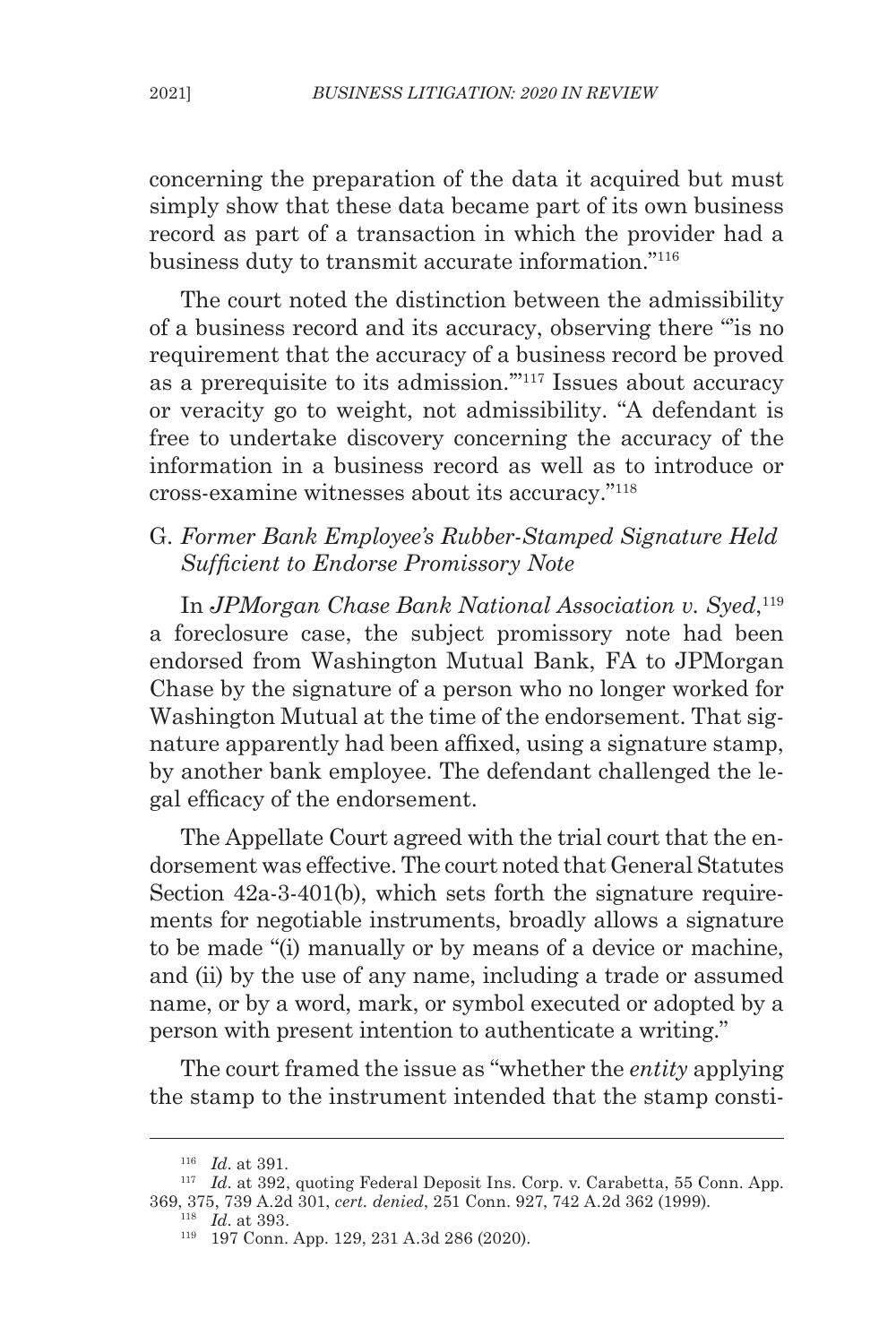concerning the preparation of the data it acquired but must simply show that these data became part of its own business record as part of a transaction in which the provider had a business duty to transmit accurate information."[116]

The court noted the distinction between the admissibility of a business record and its accuracy, observing there "'is no requirement that the accuracy of a business record be proved as a prerequisite to its admission.'"[117] Issues about accuracy or veracity go to weight, not admissibility. "A defendant is free to undertake discovery concerning the accuracy of the information in a business record as well as to introduce or cross-examine witnesses about its accuracy."[118]

### G. *Former Bank Employee's Rubber-Stamped Signature Held Sufficient to Endorse Promissory Note*

In *JPMorgan Chase Bank National Association v. Syed*,[119] a foreclosure case, the subject promissory note had been endorsed from Washington Mutual Bank, FA to JPMorgan Chase by the signature of a person who no longer worked for Washington Mutual at the time of the endorsement. That signature apparently had been affixed, using a signature stamp, by another bank employee. The defendant challenged the legal efficacy of the endorsement.

The Appellate Court agreed with the trial court that the endorsement was effective. The court noted that General Statutes Section 42a-3-401(b), which sets forth the signature requirements for negotiable instruments, broadly allows a signature to be made "(i) manually or by means of a device or machine, and (ii) by the use of any name, including a trade or assumed name, or by a word, mark, or symbol executed or adopted by a person with present intention to authenticate a writing."

The court framed the issue as "whether the *entity* applying the stamp to the instrument intended that the stamp consti-

---

[116] *Id*. at 391.

[117] *Id*. at 392, quoting Federal Deposit Ins. Corp. v. Carabetta, 55 Conn. App. 369, 375, 739 A.2d 301, *cert. denied*, 251 Conn. 927, 742 A.2d 362 (1999).

[118] *Id*. at 393.

[119] 197 Conn. App. 129, 231 A.3d 286 (2020).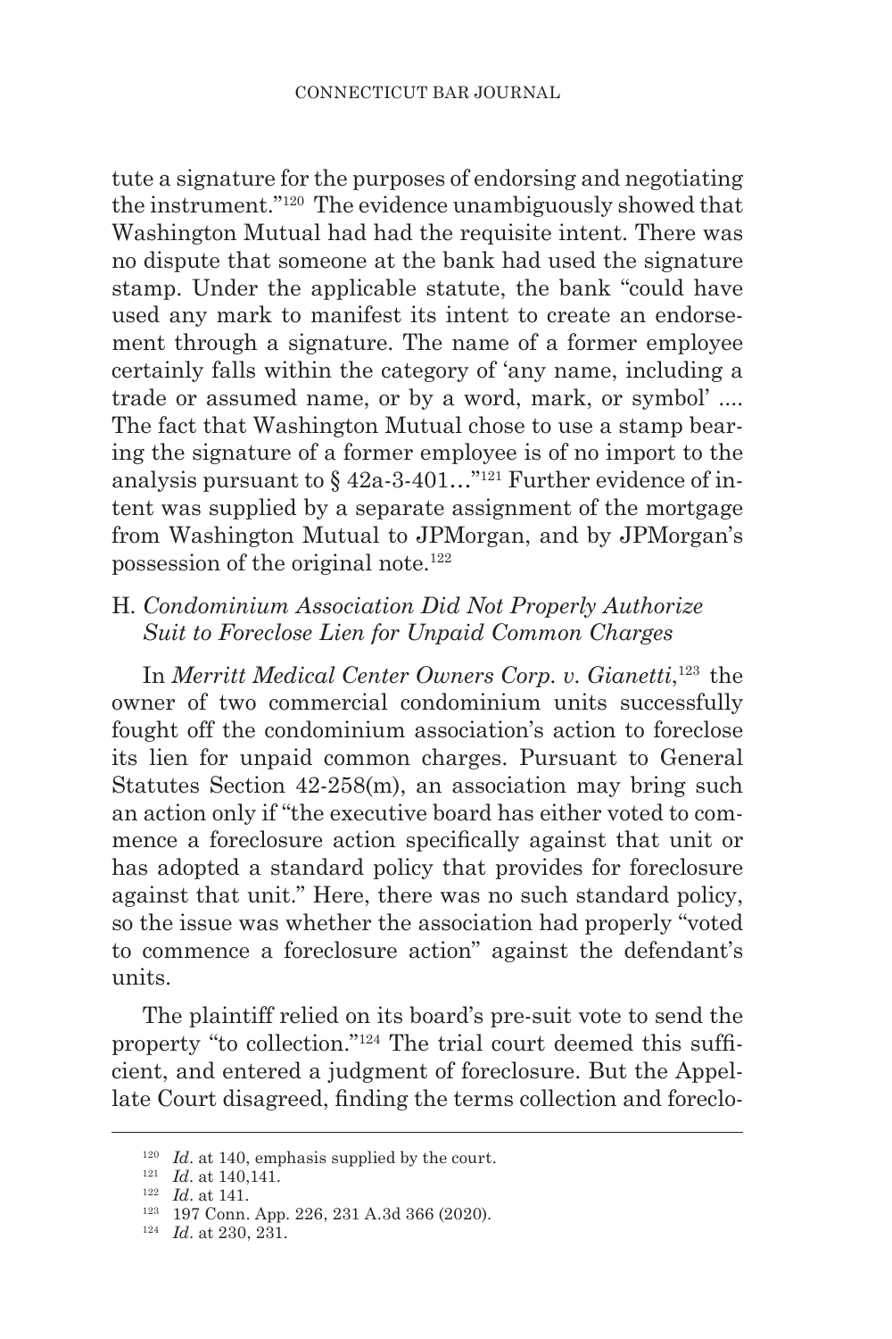tute a signature for the purposes of endorsing and negotiating the instrument."[120] The evidence unambiguously showed that Washington Mutual had had the requisite intent. There was no dispute that someone at the bank had used the signature stamp. Under the applicable statute, the bank "could have used any mark to manifest its intent to create an endorsement through a signature. The name of a former employee certainly falls within the category of 'any name, including a trade or assumed name, or by a word, mark, or symbol' .... The fact that Washington Mutual chose to use a stamp bearing the signature of a former employee is of no import to the analysis pursuant to § 42a-3-401…"[121] Further evidence of intent was supplied by a separate assignment of the mortgage from Washington Mutual to JPMorgan, and by JPMorgan's possession of the original note.[122]

### H. *Condominium Association Did Not Properly Authorize Suit to Foreclose Lien for Unpaid Common Charges*

In *Merritt Medical Center Owners Corp. v. Gianetti*,[123] the owner of two commercial condominium units successfully fought off the condominium association's action to foreclose its lien for unpaid common charges. Pursuant to General Statutes Section 42-258(m), an association may bring such an action only if "the executive board has either voted to commence a foreclosure action specifically against that unit or has adopted a standard policy that provides for foreclosure against that unit." Here, there was no such standard policy, so the issue was whether the association had properly "voted to commence a foreclosure action" against the defendant's units.

The plaintiff relied on its board's pre-suit vote to send the property "to collection."[124] The trial court deemed this sufficient, and entered a judgment of foreclosure. But the Appellate Court disagreed, finding the terms collection and foreclo-

---

[120] *Id*. at 140, emphasis supplied by the court.

[121] *Id*. at 140,141.

[122] *Id*. at 141.

[123] 197 Conn. App. 226, 231 A.3d 366 (2020).

[124] *Id*. at 230, 231.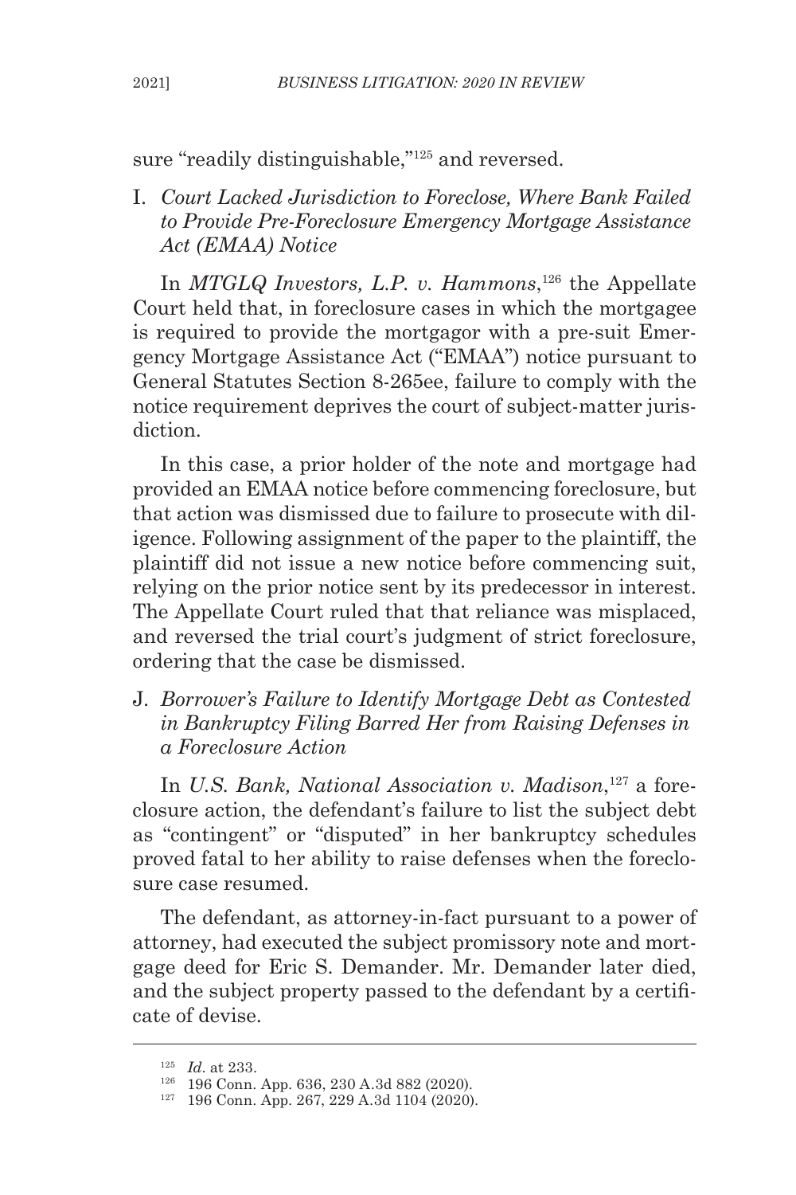sure "readily distinguishable,"[125] and reversed.

### I. *Court Lacked Jurisdiction to Foreclose, Where Bank Failed to Provide Pre-Foreclosure Emergency Mortgage Assistance Act (EMAA) Notice*

In *MTGLQ Investors, L.P. v. Hammons*,[126] the Appellate Court held that, in foreclosure cases in which the mortgagee is required to provide the mortgagor with a pre-suit Emergency Mortgage Assistance Act ("EMAA") notice pursuant to General Statutes Section 8-265ee, failure to comply with the notice requirement deprives the court of subject-matter jurisdiction.

In this case, a prior holder of the note and mortgage had provided an EMAA notice before commencing foreclosure, but that action was dismissed due to failure to prosecute with diligence. Following assignment of the paper to the plaintiff, the plaintiff did not issue a new notice before commencing suit, relying on the prior notice sent by its predecessor in interest. The Appellate Court ruled that that reliance was misplaced, and reversed the trial court's judgment of strict foreclosure, ordering that the case be dismissed.

### J. *Borrower's Failure to Identify Mortgage Debt as Contested in Bankruptcy Filing Barred Her from Raising Defenses in a Foreclosure Action*

In *U.S. Bank, National Association v. Madison*,[127] a foreclosure action, the defendant's failure to list the subject debt as "contingent" or "disputed" in her bankruptcy schedules proved fatal to her ability to raise defenses when the foreclosure case resumed.

The defendant, as attorney-in-fact pursuant to a power of attorney, had executed the subject promissory note and mortgage deed for Eric S. Demander. Mr. Demander later died, and the subject property passed to the defendant by a certificate of devise.

---

[125] *Id*. at 233.

[126] 196 Conn. App. 636, 230 A.3d 882 (2020).

[127] 196 Conn. App. 267, 229 A.3d 1104 (2020).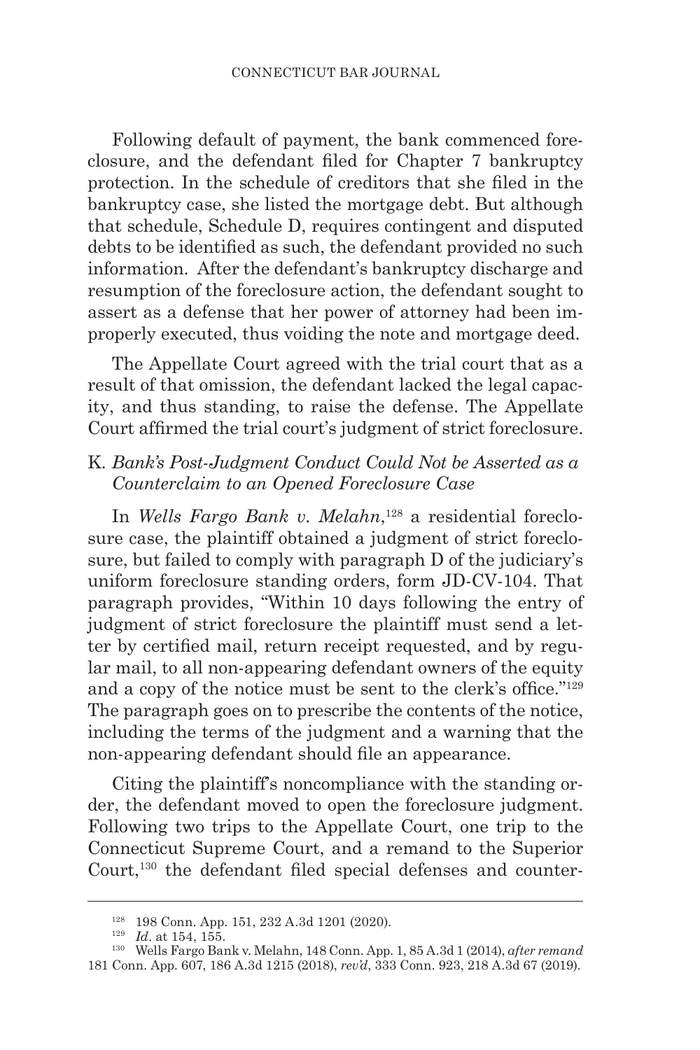Following default of payment, the bank commenced foreclosure, and the defendant filed for Chapter 7 bankruptcy protection. In the schedule of creditors that she filed in the bankruptcy case, she listed the mortgage debt. But although that schedule, Schedule D, requires contingent and disputed debts to be identified as such, the defendant provided no such information. After the defendant's bankruptcy discharge and resumption of the foreclosure action, the defendant sought to assert as a defense that her power of attorney had been improperly executed, thus voiding the note and mortgage deed.

The Appellate Court agreed with the trial court that as a result of that omission, the defendant lacked the legal capacity, and thus standing, to raise the defense. The Appellate Court affirmed the trial court's judgment of strict foreclosure.

### K. *Bank's Post-Judgment Conduct Could Not be Asserted as a Counterclaim to an Opened Foreclosure Case*

In *Wells Fargo Bank v. Melahn*,[128] a residential foreclosure case, the plaintiff obtained a judgment of strict foreclosure, but failed to comply with paragraph D of the judiciary's uniform foreclosure standing orders, form JD-CV-104. That paragraph provides, "Within 10 days following the entry of judgment of strict foreclosure the plaintiff must send a letter by certified mail, return receipt requested, and by regular mail, to all non-appearing defendant owners of the equity and a copy of the notice must be sent to the clerk's office."[129] The paragraph goes on to prescribe the contents of the notice, including the terms of the judgment and a warning that the non-appearing defendant should file an appearance.

Citing the plaintiff's noncompliance with the standing order, the defendant moved to open the foreclosure judgment. Following two trips to the Appellate Court, one trip to the Connecticut Supreme Court, and a remand to the Superior Court,[130] the defendant filed special defenses and counter-

---

[128] 198 Conn. App. 151, 232 A.3d 1201 (2020).

[129] *Id*. at 154, 155.

[130] Wells Fargo Bank v. Melahn, 148 Conn. App. 1, 85 A.3d 1 (2014), *after remand* 181 Conn. App. 607, 186 A.3d 1215 (2018), *rev'd*, 333 Conn. 923, 218 A.3d 67 (2019).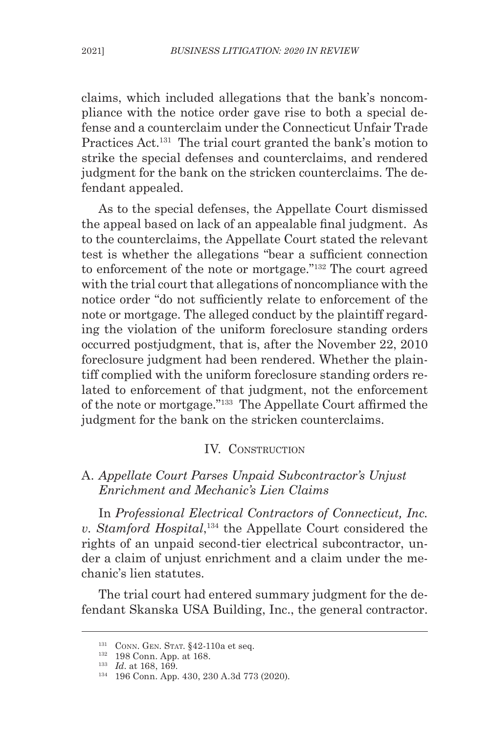claims, which included allegations that the bank's noncompliance with the notice order gave rise to both a special defense and a counterclaim under the Connecticut Unfair Trade Practices Act.[131] The trial court granted the bank's motion to strike the special defenses and counterclaims, and rendered judgment for the bank on the stricken counterclaims. The defendant appealed.

As to the special defenses, the Appellate Court dismissed the appeal based on lack of an appealable final judgment. As to the counterclaims, the Appellate Court stated the relevant test is whether the allegations "bear a sufficient connection to enforcement of the note or mortgage."[132] The court agreed with the trial court that allegations of noncompliance with the notice order "do not sufficiently relate to enforcement of the note or mortgage. The alleged conduct by the plaintiff regarding the violation of the uniform foreclosure standing orders occurred postjudgment, that is, after the November 22, 2010 foreclosure judgment had been rendered. Whether the plaintiff complied with the uniform foreclosure standing orders related to enforcement of that judgment, not the enforcement of the note or mortgage."[133] The Appellate Court affirmed the judgment for the bank on the stricken counterclaims.

## IV. Construction

### A. *Appellate Court Parses Unpaid Subcontractor's Unjust Enrichment and Mechanic's Lien Claims*

In *Professional Electrical Contractors of Connecticut, Inc. v. Stamford Hospital*,[134] the Appellate Court considered the rights of an unpaid second-tier electrical subcontractor, under a claim of unjust enrichment and a claim under the mechanic's lien statutes.

The trial court had entered summary judgment for the defendant Skanska USA Building, Inc., the general contractor.

---

[131] Conn. Gen. Stat. §42-110a et seq.

[132] 198 Conn. App. at 168.

[133] *Id*. at 168, 169.

[134] 196 Conn. App. 430, 230 A.3d 773 (2020).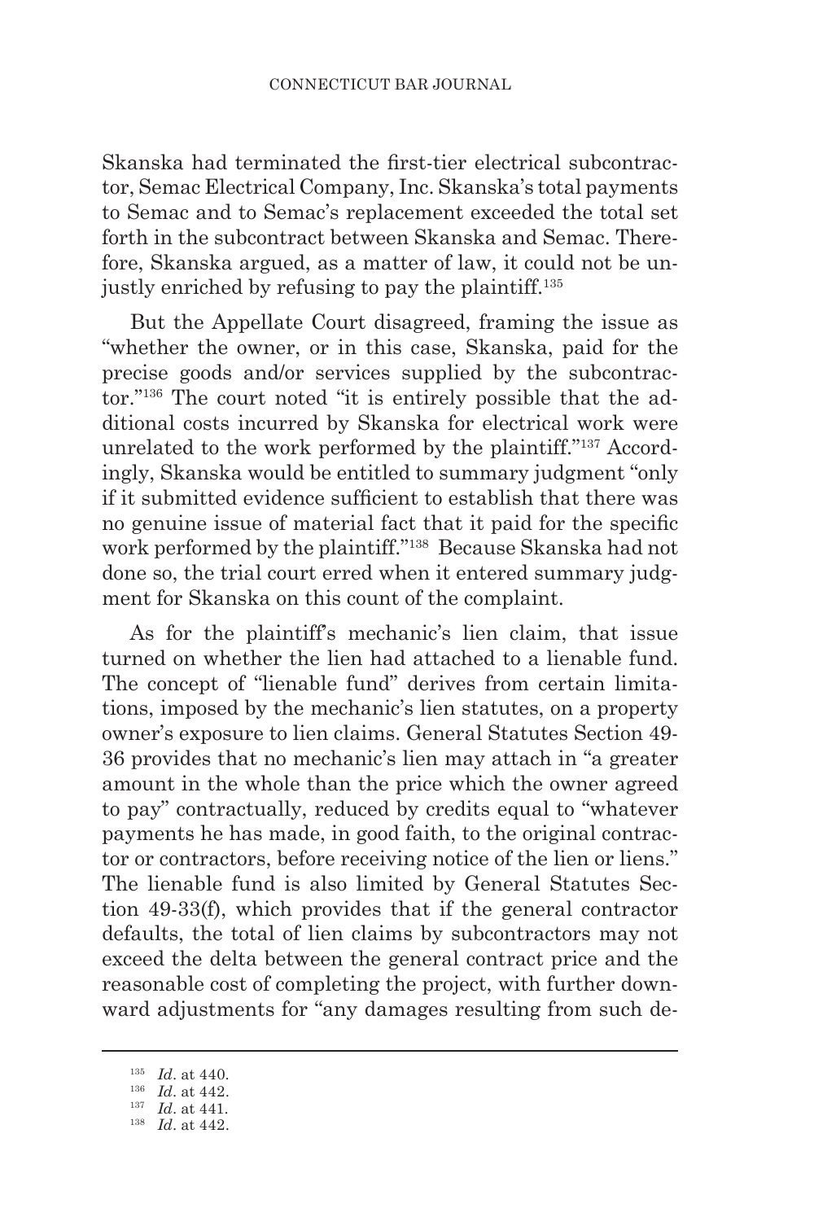Skanska had terminated the first-tier electrical subcontractor, Semac Electrical Company, Inc. Skanska's total payments to Semac and to Semac's replacement exceeded the total set forth in the subcontract between Skanska and Semac. Therefore, Skanska argued, as a matter of law, it could not be unjustly enriched by refusing to pay the plaintiff.[135]

But the Appellate Court disagreed, framing the issue as "whether the owner, or in this case, Skanska, paid for the precise goods and/or services supplied by the subcontractor."[136] The court noted "it is entirely possible that the additional costs incurred by Skanska for electrical work were unrelated to the work performed by the plaintiff."[137] Accordingly, Skanska would be entitled to summary judgment "only if it submitted evidence sufficient to establish that there was no genuine issue of material fact that it paid for the specific work performed by the plaintiff."[138] Because Skanska had not done so, the trial court erred when it entered summary judgment for Skanska on this count of the complaint.

As for the plaintiff's mechanic's lien claim, that issue turned on whether the lien had attached to a lienable fund. The concept of "lienable fund" derives from certain limitations, imposed by the mechanic's lien statutes, on a property owner's exposure to lien claims. General Statutes Section 49-36 provides that no mechanic's lien may attach in "a greater amount in the whole than the price which the owner agreed to pay" contractually, reduced by credits equal to "whatever payments he has made, in good faith, to the original contractor or contractors, before receiving notice of the lien or liens." The lienable fund is also limited by General Statutes Section 49-33(f), which provides that if the general contractor defaults, the total of lien claims by subcontractors may not exceed the delta between the general contract price and the reasonable cost of completing the project, with further downward adjustments for "any damages resulting from such de-

---

[135] *Id*. at 440.

[136] *Id*. at 442.

[137] *Id*. at 441.

[138] *Id*. at 442.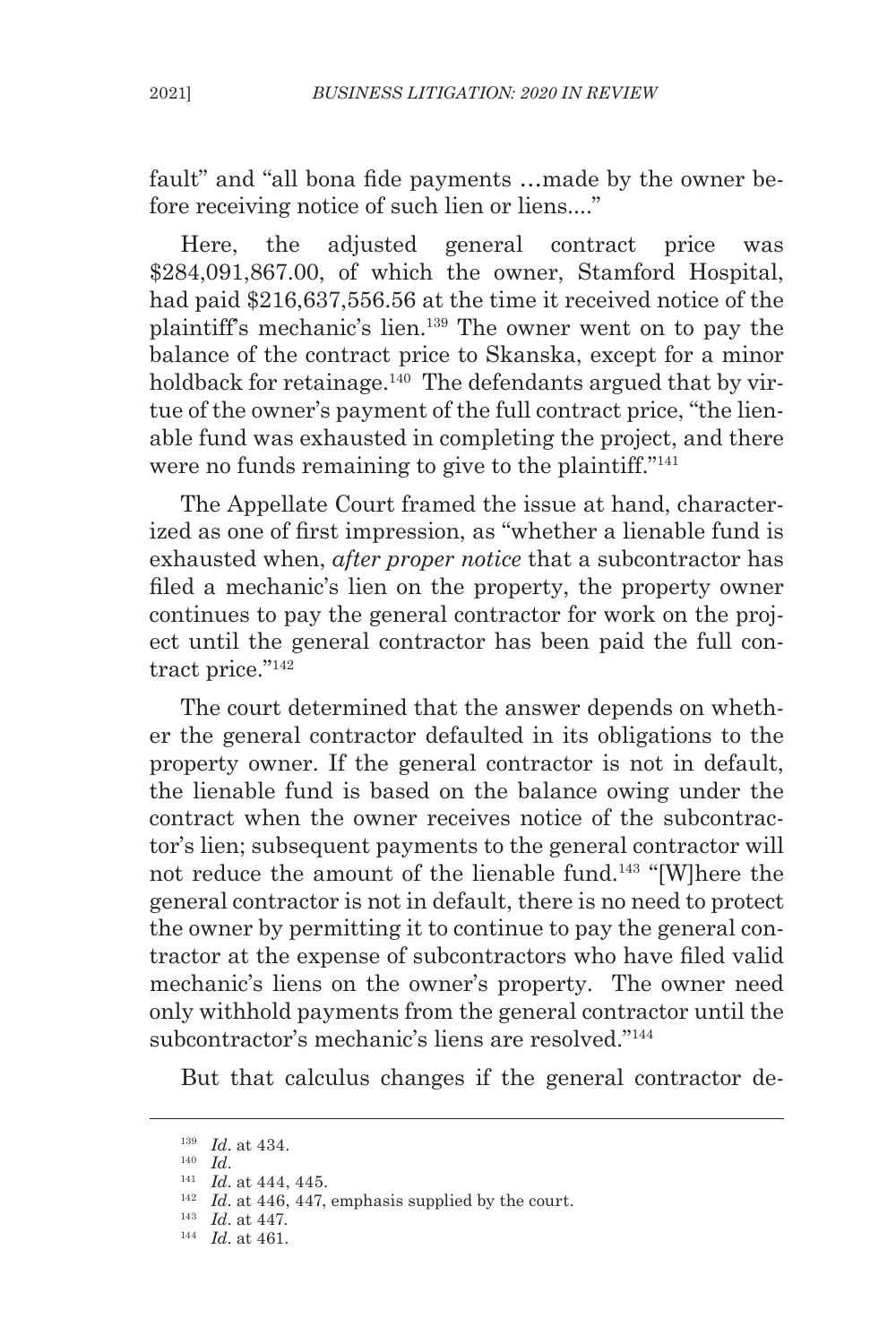fault" and "all bona fide payments …made by the owner before receiving notice of such lien or liens...."

Here, the adjusted general contract price was $284,091,867.00, of which the owner, Stamford Hospital, had paid $216,637,556.56 at the time it received notice of the plaintiff's mechanic's lien.[139] The owner went on to pay the balance of the contract price to Skanska, except for a minor holdback for retainage.[140] The defendants argued that by virtue of the owner's payment of the full contract price, "the lienable fund was exhausted in completing the project, and there were no funds remaining to give to the plaintiff."[141]

The Appellate Court framed the issue at hand, characterized as one of first impression, as "whether a lienable fund is exhausted when, *after proper notice* that a subcontractor has filed a mechanic's lien on the property, the property owner continues to pay the general contractor for work on the project until the general contractor has been paid the full contract price."[142]

The court determined that the answer depends on whether the general contractor defaulted in its obligations to the property owner. If the general contractor is not in default, the lienable fund is based on the balance owing under the contract when the owner receives notice of the subcontractor's lien; subsequent payments to the general contractor will not reduce the amount of the lienable fund.[143] "[W]here the general contractor is not in default, there is no need to protect the owner by permitting it to continue to pay the general contractor at the expense of subcontractors who have filed valid mechanic's liens on the owner's property. The owner need only withhold payments from the general contractor until the subcontractor's mechanic's liens are resolved."[144]

But that calculus changes if the general contractor de-

---

[139] *Id*. at 434.
[140] *Id*.
[141] *Id*. at 444, 445.
[142] *Id*. at 446, 447, emphasis supplied by the court.
[143] *Id*. at 447.
[144] *Id*. at 461.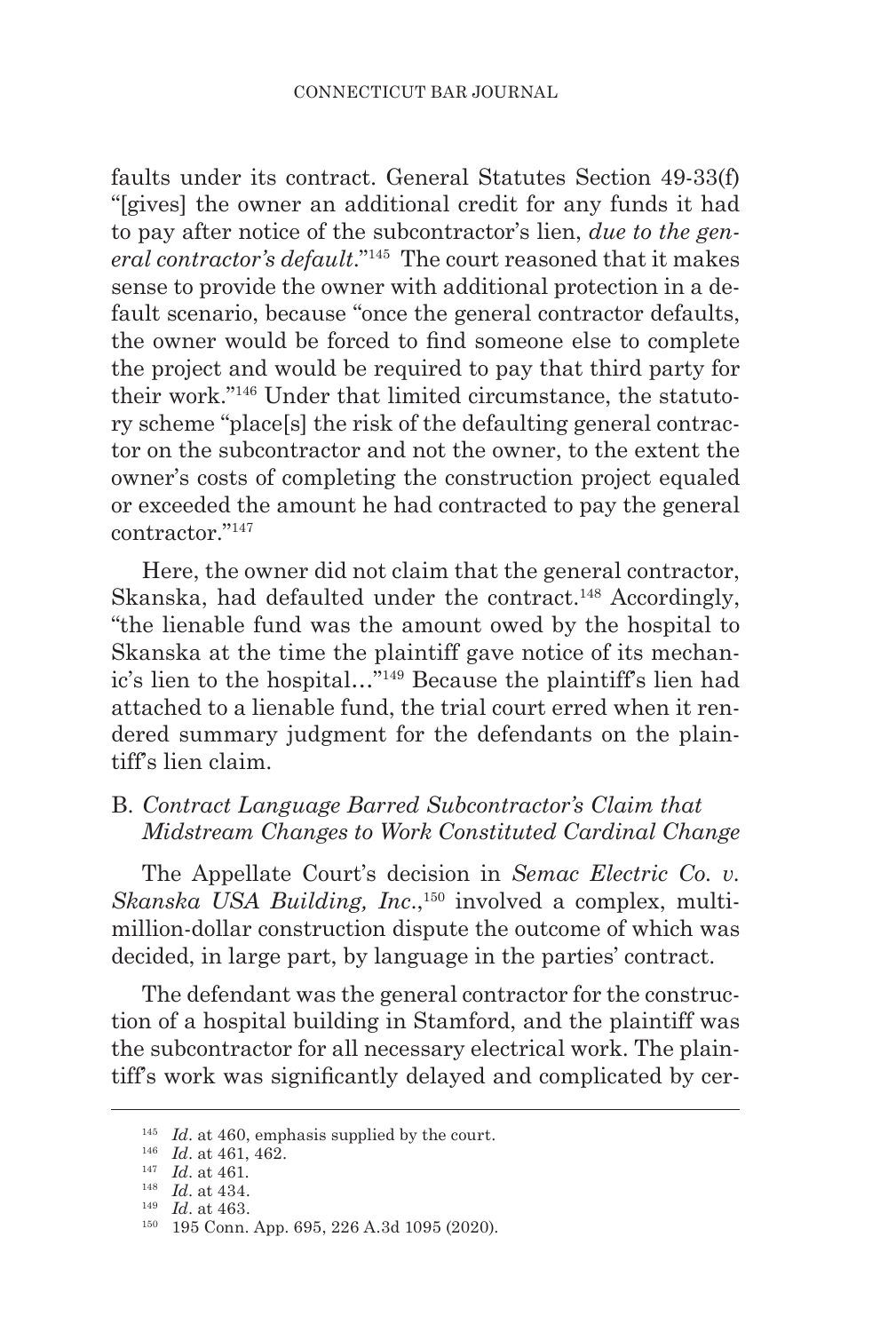faults under its contract. General Statutes Section 49-33(f) "[gives] the owner an additional credit for any funds it had to pay after notice of the subcontractor's lien, *due to the general contractor's default*."[145] The court reasoned that it makes sense to provide the owner with additional protection in a default scenario, because "once the general contractor defaults, the owner would be forced to find someone else to complete the project and would be required to pay that third party for their work."[146] Under that limited circumstance, the statutory scheme "place[s] the risk of the defaulting general contractor on the subcontractor and not the owner, to the extent the owner's costs of completing the construction project equaled or exceeded the amount he had contracted to pay the general contractor."[147]

Here, the owner did not claim that the general contractor, Skanska, had defaulted under the contract.[148] Accordingly, "the lienable fund was the amount owed by the hospital to Skanska at the time the plaintiff gave notice of its mechanic's lien to the hospital…"[149] Because the plaintiff's lien had attached to a lienable fund, the trial court erred when it rendered summary judgment for the defendants on the plaintiff's lien claim.

### B. *Contract Language Barred Subcontractor's Claim that Midstream Changes to Work Constituted Cardinal Change*

The Appellate Court's decision in *Semac Electric Co. v. Skanska USA Building, Inc.*,[150] involved a complex, multi-million-dollar construction dispute the outcome of which was decided, in large part, by language in the parties' contract.

The defendant was the general contractor for the construction of a hospital building in Stamford, and the plaintiff was the subcontractor for all necessary electrical work. The plaintiff's work was significantly delayed and complicated by cer-

---

[145] *Id*. at 460, emphasis supplied by the court.

[146] *Id*. at 461, 462.

[147] *Id*. at 461.

[148] *Id*. at 434.

[149] *Id*. at 463.

[150] 195 Conn. App. 695, 226 A.3d 1095 (2020).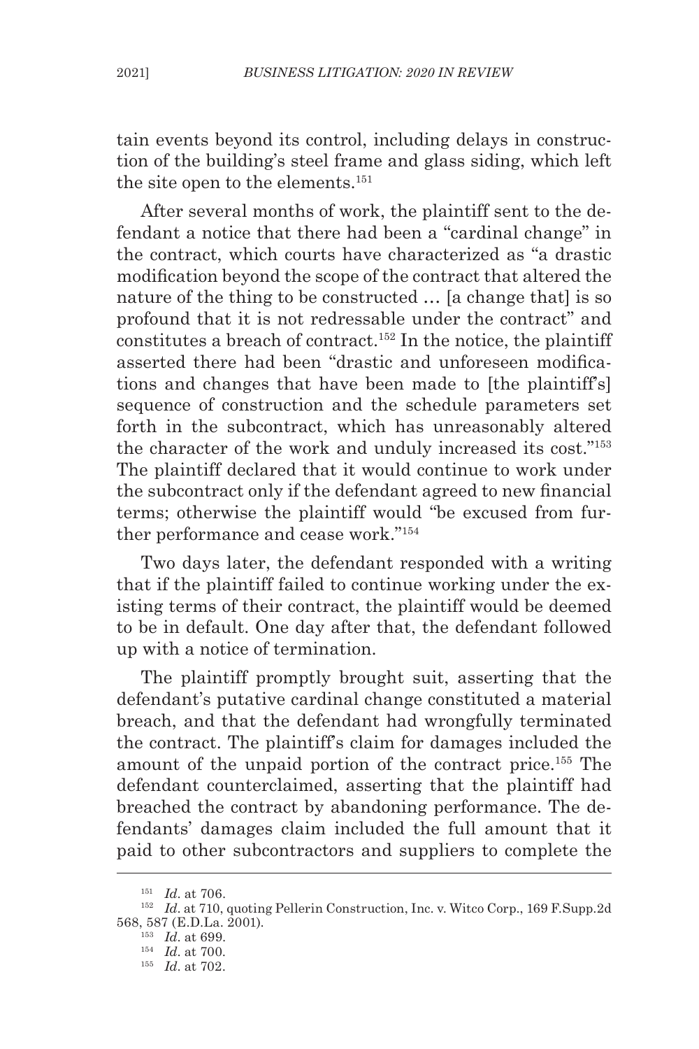tain events beyond its control, including delays in construction of the building's steel frame and glass siding, which left the site open to the elements.[151]

After several months of work, the plaintiff sent to the defendant a notice that there had been a "cardinal change" in the contract, which courts have characterized as "a drastic modification beyond the scope of the contract that altered the nature of the thing to be constructed … [a change that] is so profound that it is not redressable under the contract" and constitutes a breach of contract.[152] In the notice, the plaintiff asserted there had been "drastic and unforeseen modifications and changes that have been made to [the plaintiff's] sequence of construction and the schedule parameters set forth in the subcontract, which has unreasonably altered the character of the work and unduly increased its cost."[153] The plaintiff declared that it would continue to work under the subcontract only if the defendant agreed to new financial terms; otherwise the plaintiff would "be excused from further performance and cease work."[154]

Two days later, the defendant responded with a writing that if the plaintiff failed to continue working under the existing terms of their contract, the plaintiff would be deemed to be in default. One day after that, the defendant followed up with a notice of termination.

The plaintiff promptly brought suit, asserting that the defendant's putative cardinal change constituted a material breach, and that the defendant had wrongfully terminated the contract. The plaintiff's claim for damages included the amount of the unpaid portion of the contract price.[155] The defendant counterclaimed, asserting that the plaintiff had breached the contract by abandoning performance. The defendants' damages claim included the full amount that it paid to other subcontractors and suppliers to complete the

---

[151] *Id*. at 706.

[152] *Id*. at 710, quoting Pellerin Construction, Inc. v. Witco Corp., 169 F.Supp.2d 568, 587 (E.D.La. 2001).

[153] *Id*. at 699.

[154] *Id*. at 700.

[155] *Id*. at 702.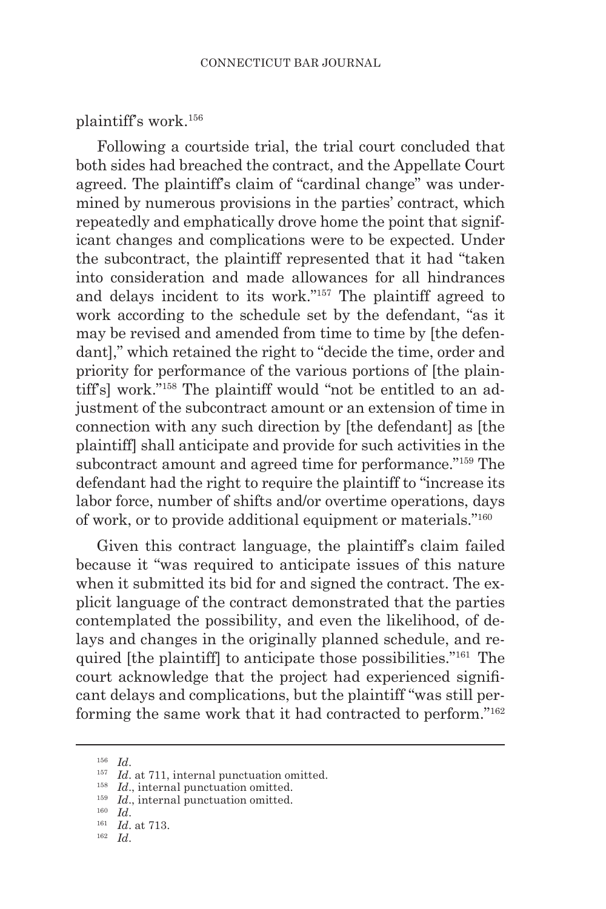plaintiff's work.[156]

Following a courtside trial, the trial court concluded that both sides had breached the contract, and the Appellate Court agreed. The plaintiff's claim of "cardinal change" was undermined by numerous provisions in the parties' contract, which repeatedly and emphatically drove home the point that significant changes and complications were to be expected. Under the subcontract, the plaintiff represented that it had "taken into consideration and made allowances for all hindrances and delays incident to its work."[157] The plaintiff agreed to work according to the schedule set by the defendant, "as it may be revised and amended from time to time by [the defendant]," which retained the right to "decide the time, order and priority for performance of the various portions of [the plaintiff's] work."[158] The plaintiff would "not be entitled to an adjustment of the subcontract amount or an extension of time in connection with any such direction by [the defendant] as [the plaintiff] shall anticipate and provide for such activities in the subcontract amount and agreed time for performance."[159] The defendant had the right to require the plaintiff to "increase its labor force, number of shifts and/or overtime operations, days of work, or to provide additional equipment or materials."[160]

Given this contract language, the plaintiff's claim failed because it "was required to anticipate issues of this nature when it submitted its bid for and signed the contract. The explicit language of the contract demonstrated that the parties contemplated the possibility, and even the likelihood, of delays and changes in the originally planned schedule, and required [the plaintiff] to anticipate those possibilities."[161] The court acknowledge that the project had experienced significant delays and complications, but the plaintiff "was still performing the same work that it had contracted to perform."[162]

---

[156] *Id*.

[157] *Id*. at 711, internal punctuation omitted.

[158] *Id*., internal punctuation omitted.

[159] *Id*., internal punctuation omitted.

[160] *Id*.

[161] *Id*. at 713.

[162] *Id*.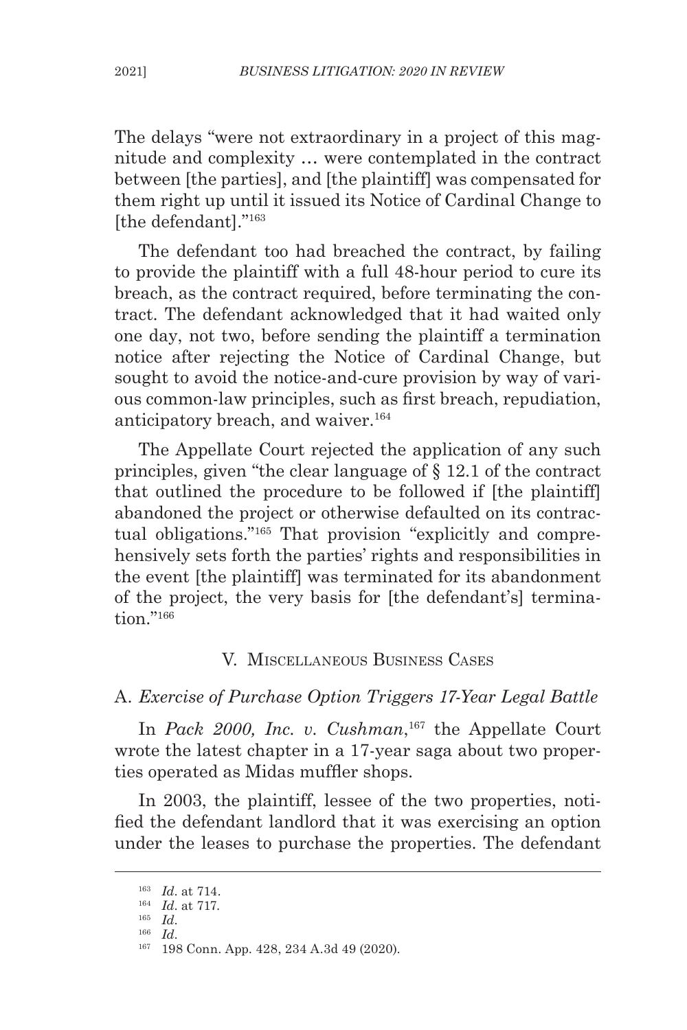The delays "were not extraordinary in a project of this magnitude and complexity … were contemplated in the contract between [the parties], and [the plaintiff] was compensated for them right up until it issued its Notice of Cardinal Change to [the defendant]."[163]

The defendant too had breached the contract, by failing to provide the plaintiff with a full 48-hour period to cure its breach, as the contract required, before terminating the contract. The defendant acknowledged that it had waited only one day, not two, before sending the plaintiff a termination notice after rejecting the Notice of Cardinal Change, but sought to avoid the notice-and-cure provision by way of various common-law principles, such as first breach, repudiation, anticipatory breach, and waiver.[164]

The Appellate Court rejected the application of any such principles, given "the clear language of § 12.1 of the contract that outlined the procedure to be followed if [the plaintiff] abandoned the project or otherwise defaulted on its contractual obligations."[165] That provision "explicitly and comprehensively sets forth the parties' rights and responsibilities in the event [the plaintiff] was terminated for its abandonment of the project, the very basis for [the defendant's] termination."[166]

## V. Miscellaneous Business Cases

### A. *Exercise of Purchase Option Triggers 17-Year Legal Battle*

In *Pack 2000, Inc. v. Cushman*,[167] the Appellate Court wrote the latest chapter in a 17-year saga about two properties operated as Midas muffler shops.

In 2003, the plaintiff, lessee of the two properties, notified the defendant landlord that it was exercising an option under the leases to purchase the properties. The defendant

---

[163] *Id*. at 714.

[164] *Id*. at 717.

[165] *Id*.

[166] *Id*.

[167] 198 Conn. App. 428, 234 A.3d 49 (2020).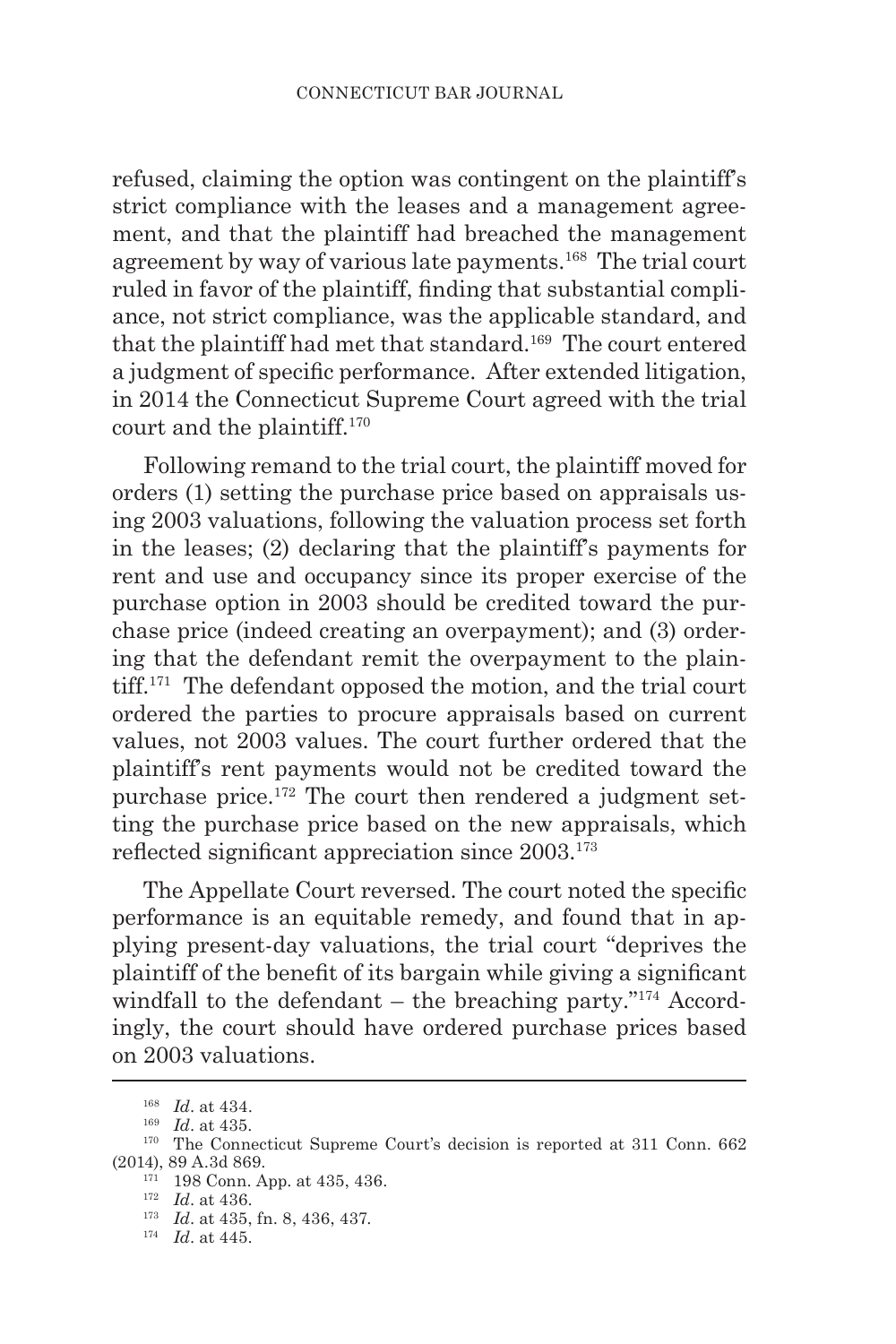refused, claiming the option was contingent on the plaintiff's strict compliance with the leases and a management agreement, and that the plaintiff had breached the management agreement by way of various late payments.[168] The trial court ruled in favor of the plaintiff, finding that substantial compliance, not strict compliance, was the applicable standard, and that the plaintiff had met that standard.[169] The court entered a judgment of specific performance. After extended litigation, in 2014 the Connecticut Supreme Court agreed with the trial court and the plaintiff.[170]

Following remand to the trial court, the plaintiff moved for orders (1) setting the purchase price based on appraisals using 2003 valuations, following the valuation process set forth in the leases; (2) declaring that the plaintiff's payments for rent and use and occupancy since its proper exercise of the purchase option in 2003 should be credited toward the purchase price (indeed creating an overpayment); and (3) ordering that the defendant remit the overpayment to the plaintiff.[171] The defendant opposed the motion, and the trial court ordered the parties to procure appraisals based on current values, not 2003 values. The court further ordered that the plaintiff's rent payments would not be credited toward the purchase price.[172] The court then rendered a judgment setting the purchase price based on the new appraisals, which reflected significant appreciation since 2003.[173]

The Appellate Court reversed. The court noted the specific performance is an equitable remedy, and found that in applying present-day valuations, the trial court "deprives the plaintiff of the benefit of its bargain while giving a significant windfall to the defendant – the breaching party."[174] Accordingly, the court should have ordered purchase prices based on 2003 valuations.

---

[168] *Id*. at 434.

[169] *Id*. at 435.

[170] The Connecticut Supreme Court's decision is reported at 311 Conn. 662 (2014), 89 A.3d 869.

[171] 198 Conn. App. at 435, 436.

[172] *Id*. at 436.

[173] *Id*. at 435, fn. 8, 436, 437.

[174] *Id*. at 445.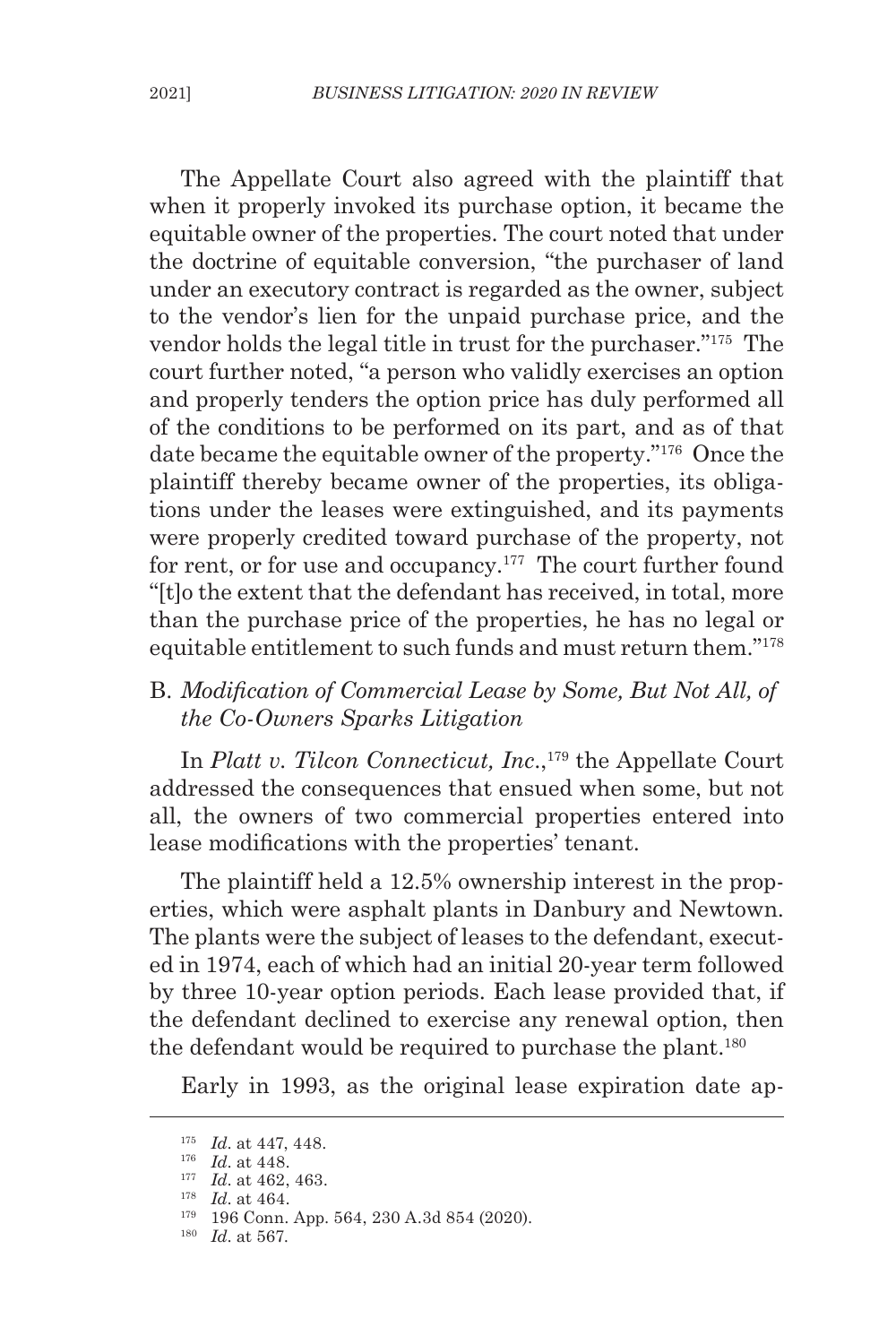The Appellate Court also agreed with the plaintiff that when it properly invoked its purchase option, it became the equitable owner of the properties. The court noted that under the doctrine of equitable conversion, "the purchaser of land under an executory contract is regarded as the owner, subject to the vendor's lien for the unpaid purchase price, and the vendor holds the legal title in trust for the purchaser."[175] The court further noted, "a person who validly exercises an option and properly tenders the option price has duly performed all of the conditions to be performed on its part, and as of that date became the equitable owner of the property."[176] Once the plaintiff thereby became owner of the properties, its obligations under the leases were extinguished, and its payments were properly credited toward purchase of the property, not for rent, or for use and occupancy.[177] The court further found "[t]o the extent that the defendant has received, in total, more than the purchase price of the properties, he has no legal or equitable entitlement to such funds and must return them."[178]

### B. *Modification of Commercial Lease by Some, But Not All, of the Co-Owners Sparks Litigation*

In *Platt v. Tilcon Connecticut, Inc.*,[179] the Appellate Court addressed the consequences that ensued when some, but not all, the owners of two commercial properties entered into lease modifications with the properties' tenant.

The plaintiff held a 12.5% ownership interest in the properties, which were asphalt plants in Danbury and Newtown. The plants were the subject of leases to the defendant, executed in 1974, each of which had an initial 20-year term followed by three 10-year option periods. Each lease provided that, if the defendant declined to exercise any renewal option, then the defendant would be required to purchase the plant.[180]

Early in 1993, as the original lease expiration date ap-

---

[175] *Id.* at 447, 448.

[176] *Id.* at 448.

[177] *Id.* at 462, 463.

[178] *Id.* at 464.

[179] 196 Conn. App. 564, 230 A.3d 854 (2020).

[180] *Id.* at 567.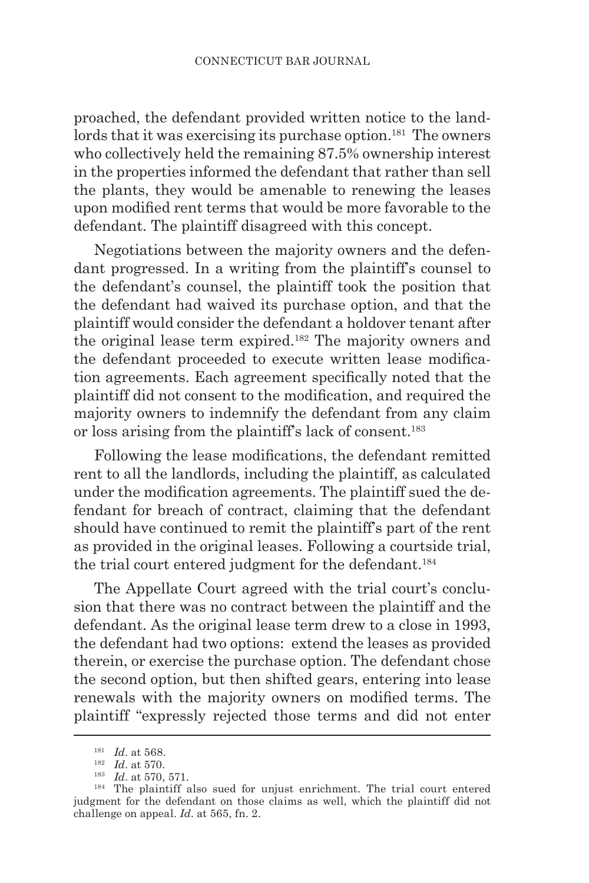proached, the defendant provided written notice to the landlords that it was exercising its purchase option.[181] The owners who collectively held the remaining 87.5% ownership interest in the properties informed the defendant that rather than sell the plants, they would be amenable to renewing the leases upon modified rent terms that would be more favorable to the defendant. The plaintiff disagreed with this concept.

Negotiations between the majority owners and the defendant progressed. In a writing from the plaintiff's counsel to the defendant's counsel, the plaintiff took the position that the defendant had waived its purchase option, and that the plaintiff would consider the defendant a holdover tenant after the original lease term expired.[182] The majority owners and the defendant proceeded to execute written lease modification agreements. Each agreement specifically noted that the plaintiff did not consent to the modification, and required the majority owners to indemnify the defendant from any claim or loss arising from the plaintiff's lack of consent.[183]

Following the lease modifications, the defendant remitted rent to all the landlords, including the plaintiff, as calculated under the modification agreements. The plaintiff sued the defendant for breach of contract, claiming that the defendant should have continued to remit the plaintiff's part of the rent as provided in the original leases. Following a courtside trial, the trial court entered judgment for the defendant.[184]

The Appellate Court agreed with the trial court's conclusion that there was no contract between the plaintiff and the defendant. As the original lease term drew to a close in 1993, the defendant had two options: extend the leases as provided therein, or exercise the purchase option. The defendant chose the second option, but then shifted gears, entering into lease renewals with the majority owners on modified terms. The plaintiff "expressly rejected those terms and did not enter

---

[181] *Id*. at 568.

[182] *Id*. at 570.

[183] *Id*. at 570, 571.

[184] The plaintiff also sued for unjust enrichment. The trial court entered judgment for the defendant on those claims as well, which the plaintiff did not challenge on appeal. *Id*. at 565, fn. 2.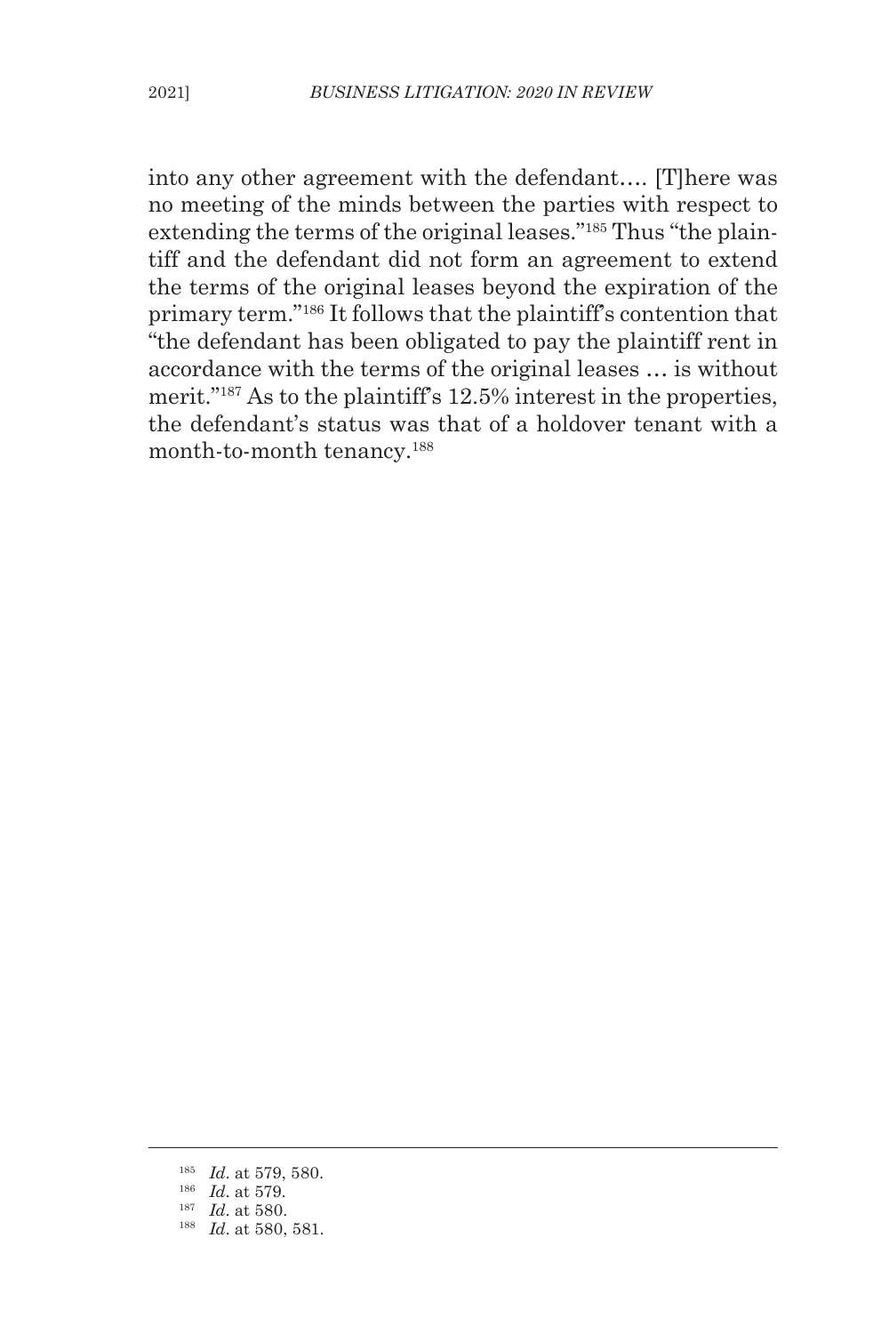into any other agreement with the defendant…. [T]here was no meeting of the minds between the parties with respect to extending the terms of the original leases."[185] Thus "the plaintiff and the defendant did not form an agreement to extend the terms of the original leases beyond the expiration of the primary term."[186] It follows that the plaintiff's contention that "the defendant has been obligated to pay the plaintiff rent in accordance with the terms of the original leases … is without merit."[187] As to the plaintiff's 12.5% interest in the properties, the defendant's status was that of a holdover tenant with a month-to-month tenancy.[188]

---

[185] *Id*. at 579, 580.

[186] *Id*. at 579.

[187] *Id*. at 580.

[188] *Id*. at 580, 581.